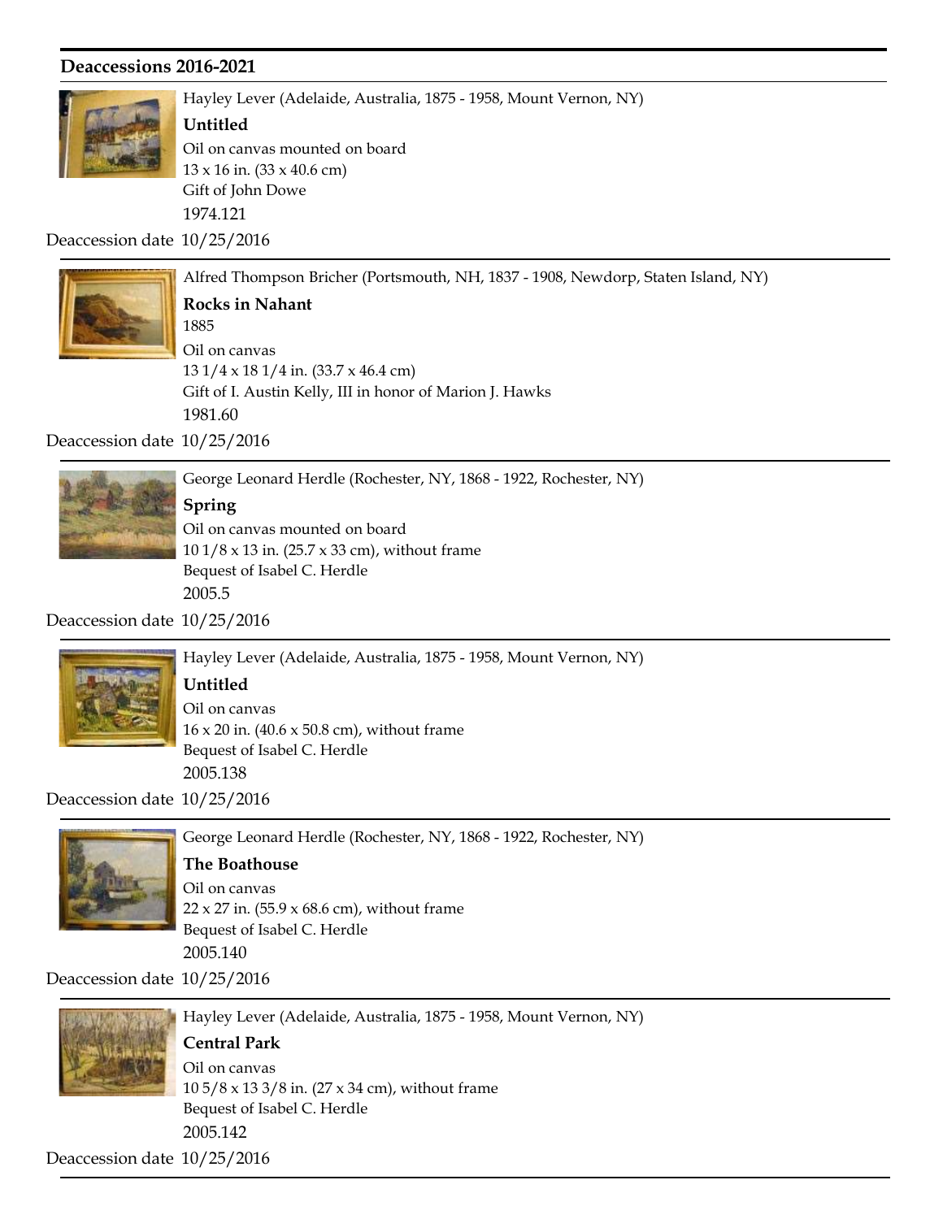## Deaccessions 2016-2021

Hayley Lever (Adelaide, Australia, 1875 - 1958, Mount Vernon, NY)

**Untitled**

Oil on canvas mounted on board

13 x 16 in. (33 x 40.6 cm)

Gift of John Dowe

1974.121

Deaccession date 10/25/2016

---

Alfred Thompson Bricher (Portsmouth, NH, 1837 - 1908, Newdorp, Staten Island, NY)

**Rocks in Nahant**

1885

Oil on canvas

13 1/4 x 18 1/4 in. (33.7 x 46.4 cm)

Gift of I. Austin Kelly, III in honor of Marion J. Hawks

1981.60

Deaccession date 10/25/2016

---

George Leonard Herdle (Rochester, NY, 1868 - 1922, Rochester, NY)

**Spring**

Oil on canvas mounted on board

10 1/8 x 13 in. (25.7 x 33 cm), without frame

Bequest of Isabel C. Herdle

2005.5

Deaccession date 10/25/2016

---

Hayley Lever (Adelaide, Australia, 1875 - 1958, Mount Vernon, NY)

**Untitled**

Oil on canvas

16 x 20 in. (40.6 x 50.8 cm), without frame

Bequest of Isabel C. Herdle

2005.138

Deaccession date 10/25/2016

---

George Leonard Herdle (Rochester, NY, 1868 - 1922, Rochester, NY)

**The Boathouse**

Oil on canvas

22 x 27 in. (55.9 x 68.6 cm), without frame

Bequest of Isabel C. Herdle

2005.140

Deaccession date 10/25/2016

---

Hayley Lever (Adelaide, Australia, 1875 - 1958, Mount Vernon, NY)

**Central Park**

Oil on canvas

10 5/8 x 13 3/8 in. (27 x 34 cm), without frame

Bequest of Isabel C. Herdle

2005.142

Deaccession date 10/25/2016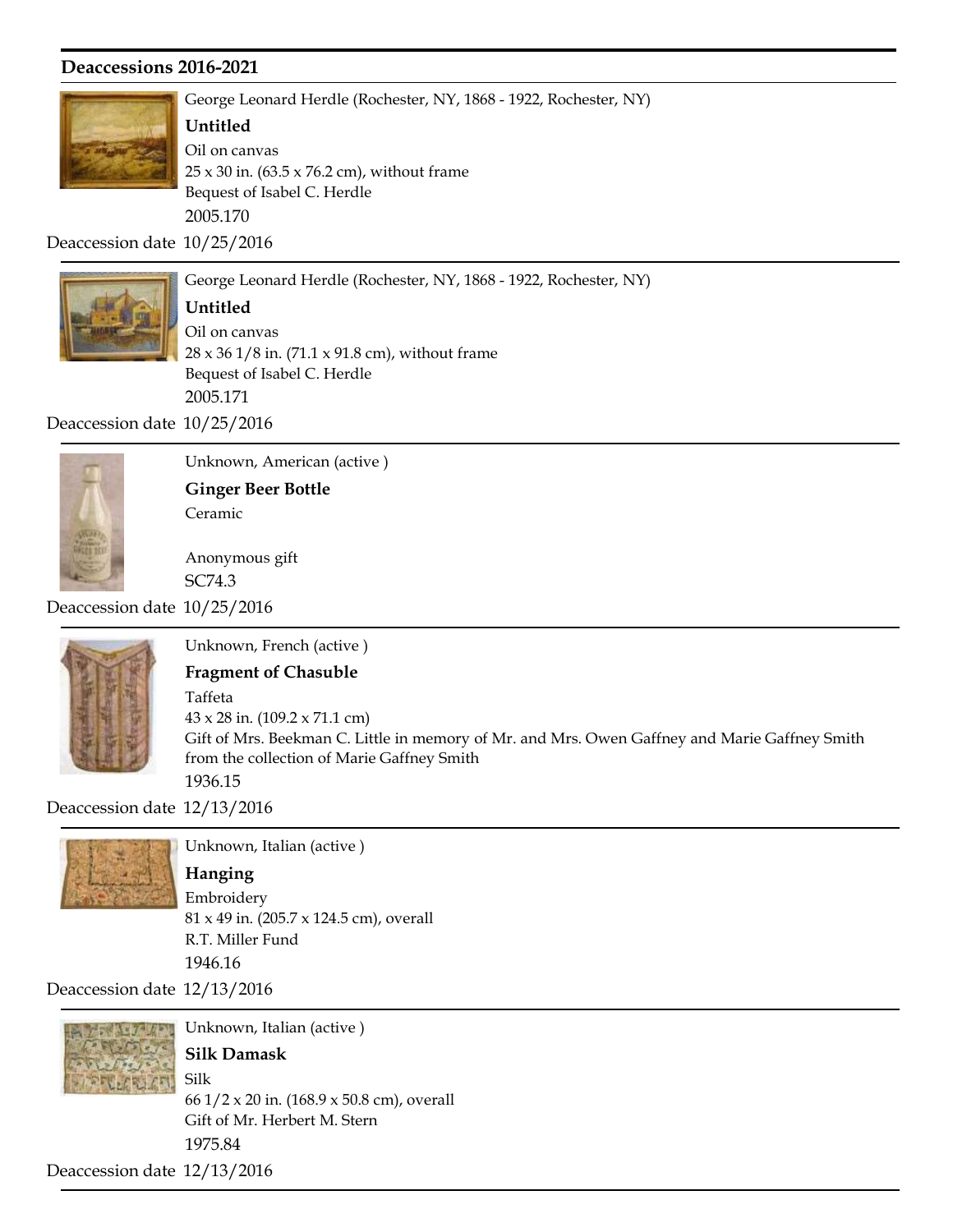## Deaccessions 2016-2021

George Leonard Herdle (Rochester, NY, 1868 - 1922, Rochester, NY)

**Untitled**

Oil on canvas

25 x 30 in. (63.5 x 76.2 cm), without frame

Bequest of Isabel C. Herdle

2005.170

Deaccession date 10/25/2016

---

George Leonard Herdle (Rochester, NY, 1868 - 1922, Rochester, NY)

**Untitled**

Oil on canvas

28 x 36 1/8 in. (71.1 x 91.8 cm), without frame

Bequest of Isabel C. Herdle

2005.171

Deaccession date 10/25/2016

---

Unknown, American (active )

**Ginger Beer Bottle**

Ceramic

Anonymous gift

SC74.3

Deaccession date 10/25/2016

---

Unknown, French (active )

**Fragment of Chasuble**

Taffeta

43 x 28 in. (109.2 x 71.1 cm)

Gift of Mrs. Beekman C. Little in memory of Mr. and Mrs. Owen Gaffney and Marie Gaffney Smith from the collection of Marie Gaffney Smith

1936.15

Deaccession date 12/13/2016

---

Unknown, Italian (active )

**Hanging**

Embroidery

81 x 49 in. (205.7 x 124.5 cm), overall

R.T. Miller Fund

1946.16

Deaccession date 12/13/2016

---

Unknown, Italian (active )

**Silk Damask**

Silk

66 1/2 x 20 in. (168.9 x 50.8 cm), overall

Gift of Mr. Herbert M. Stern

1975.84

Deaccession date 12/13/2016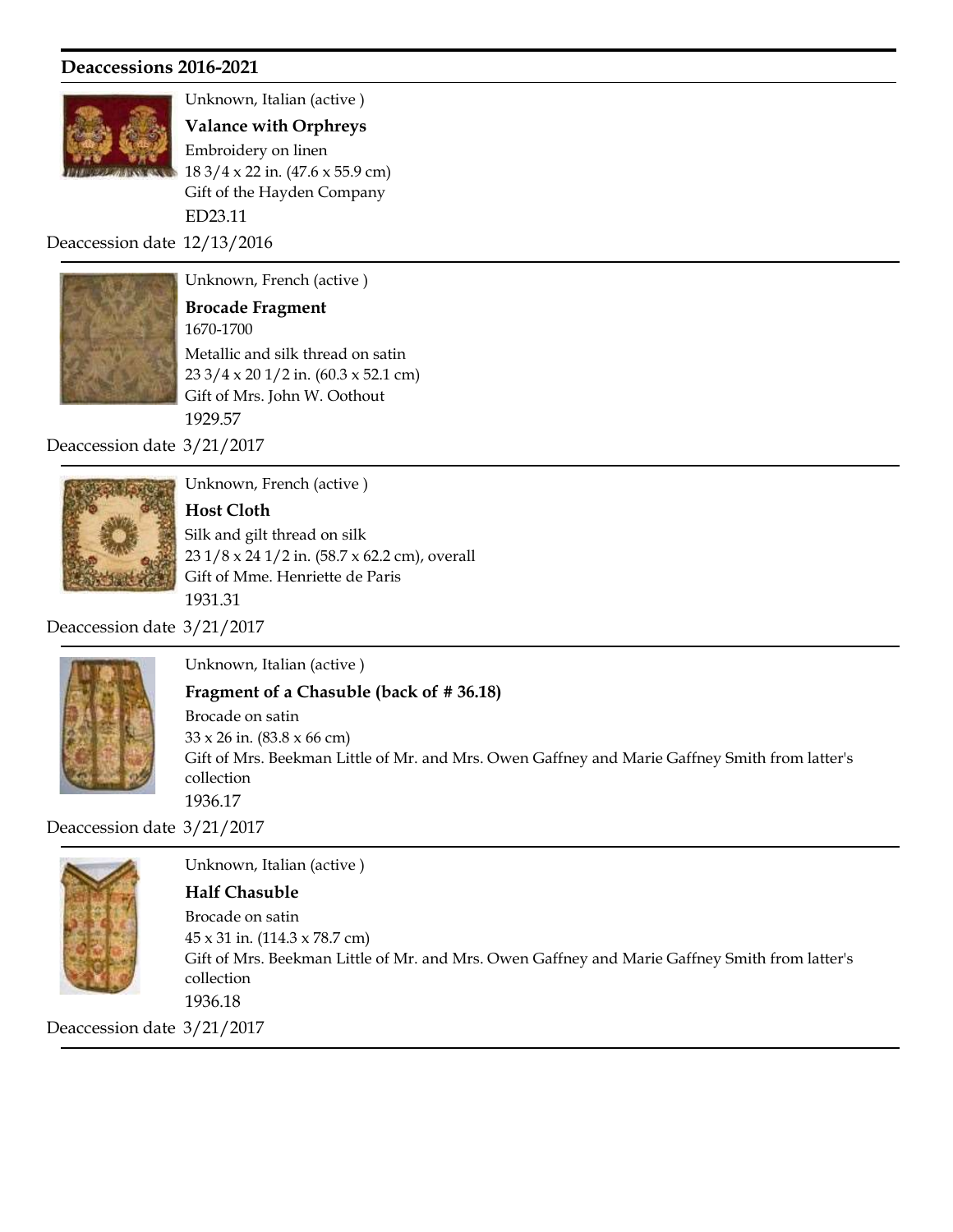## Deaccessions 2016-2021

Unknown, Italian (active )

**Valance with Orphreys**

Embroidery on linen

18 3/4 x 22 in. (47.6 x 55.9 cm)

Gift of the Hayden Company

ED23.11

Deaccession date 12/13/2016

---

Unknown, French (active )

**Brocade Fragment**

1670-1700

Metallic and silk thread on satin

23 3/4 x 20 1/2 in. (60.3 x 52.1 cm)

Gift of Mrs. John W. Oothout

1929.57

Deaccession date 3/21/2017

---

Unknown, French (active )

**Host Cloth**

Silk and gilt thread on silk

23 1/8 x 24 1/2 in. (58.7 x 62.2 cm), overall

Gift of Mme. Henriette de Paris

1931.31

Deaccession date 3/21/2017

---

Unknown, Italian (active )

**Fragment of a Chasuble (back of # 36.18)**

Brocade on satin

33 x 26 in. (83.8 x 66 cm)

Gift of Mrs. Beekman Little of Mr. and Mrs. Owen Gaffney and Marie Gaffney Smith from latter's collection

1936.17

Deaccession date 3/21/2017

---

Unknown, Italian (active )

**Half Chasuble**

Brocade on satin

45 x 31 in. (114.3 x 78.7 cm)

Gift of Mrs. Beekman Little of Mr. and Mrs. Owen Gaffney and Marie Gaffney Smith from latter's collection

1936.18

Deaccession date 3/21/2017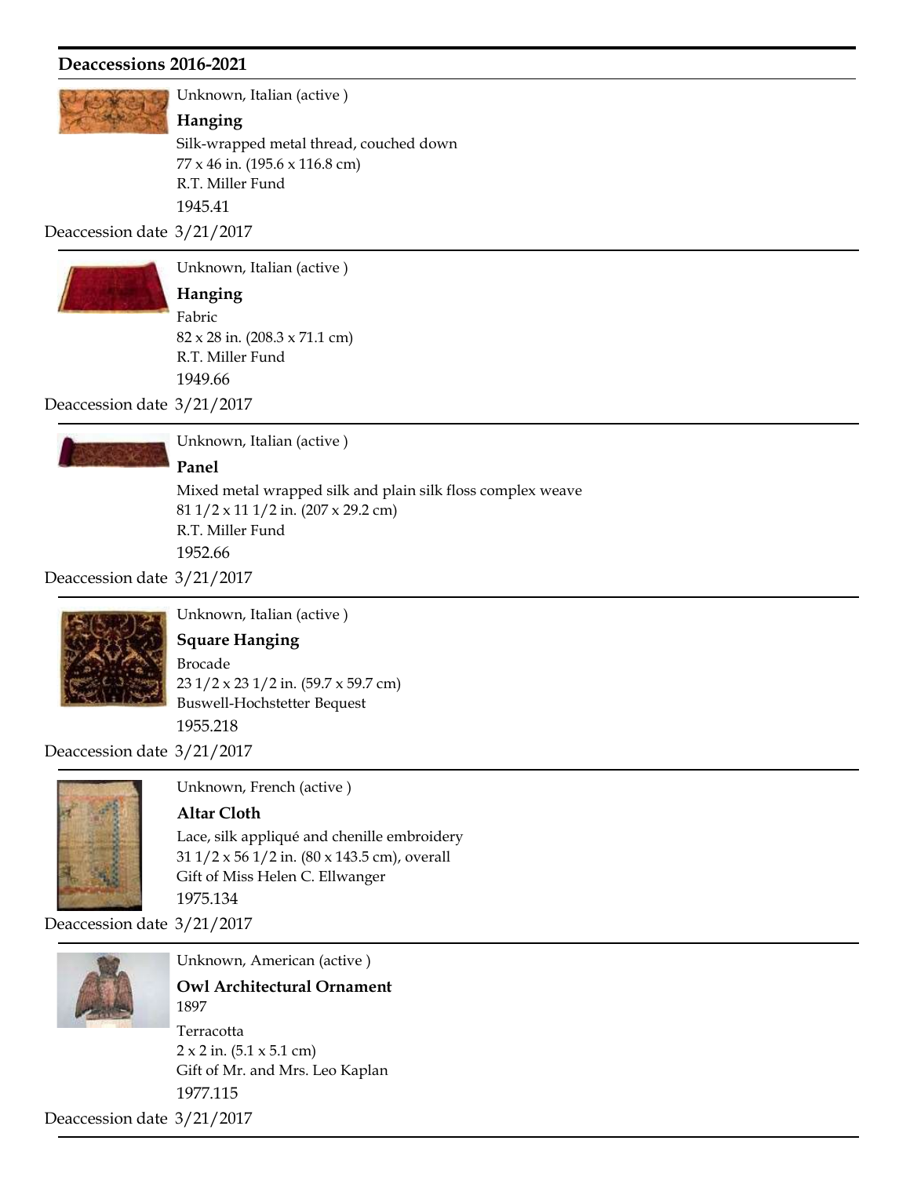## Deaccessions 2016-2021

Unknown, Italian (active )

**Hanging**

Silk-wrapped metal thread, couched down
77 x 46 in. (195.6 x 116.8 cm)
R.T. Miller Fund
1945.41

Deaccession date 3/21/2017

---

Unknown, Italian (active )

**Hanging**

Fabric
82 x 28 in. (208.3 x 71.1 cm)
R.T. Miller Fund
1949.66

Deaccession date 3/21/2017

---

Unknown, Italian (active )

**Panel**

Mixed metal wrapped silk and plain silk floss complex weave
81 1/2 x 11 1/2 in. (207 x 29.2 cm)
R.T. Miller Fund
1952.66

Deaccession date 3/21/2017

---

Unknown, Italian (active )

**Square Hanging**

Brocade
23 1/2 x 23 1/2 in. (59.7 x 59.7 cm)
Buswell-Hochstetter Bequest
1955.218

Deaccession date 3/21/2017

---

Unknown, French (active )

**Altar Cloth**

Lace, silk appliqué and chenille embroidery
31 1/2 x 56 1/2 in. (80 x 143.5 cm), overall
Gift of Miss Helen C. Ellwanger
1975.134

Deaccession date 3/21/2017

---

Unknown, American (active )

**Owl Architectural Ornament**

1897

Terracotta
2 x 2 in. (5.1 x 5.1 cm)
Gift of Mr. and Mrs. Leo Kaplan
1977.115

Deaccession date 3/21/2017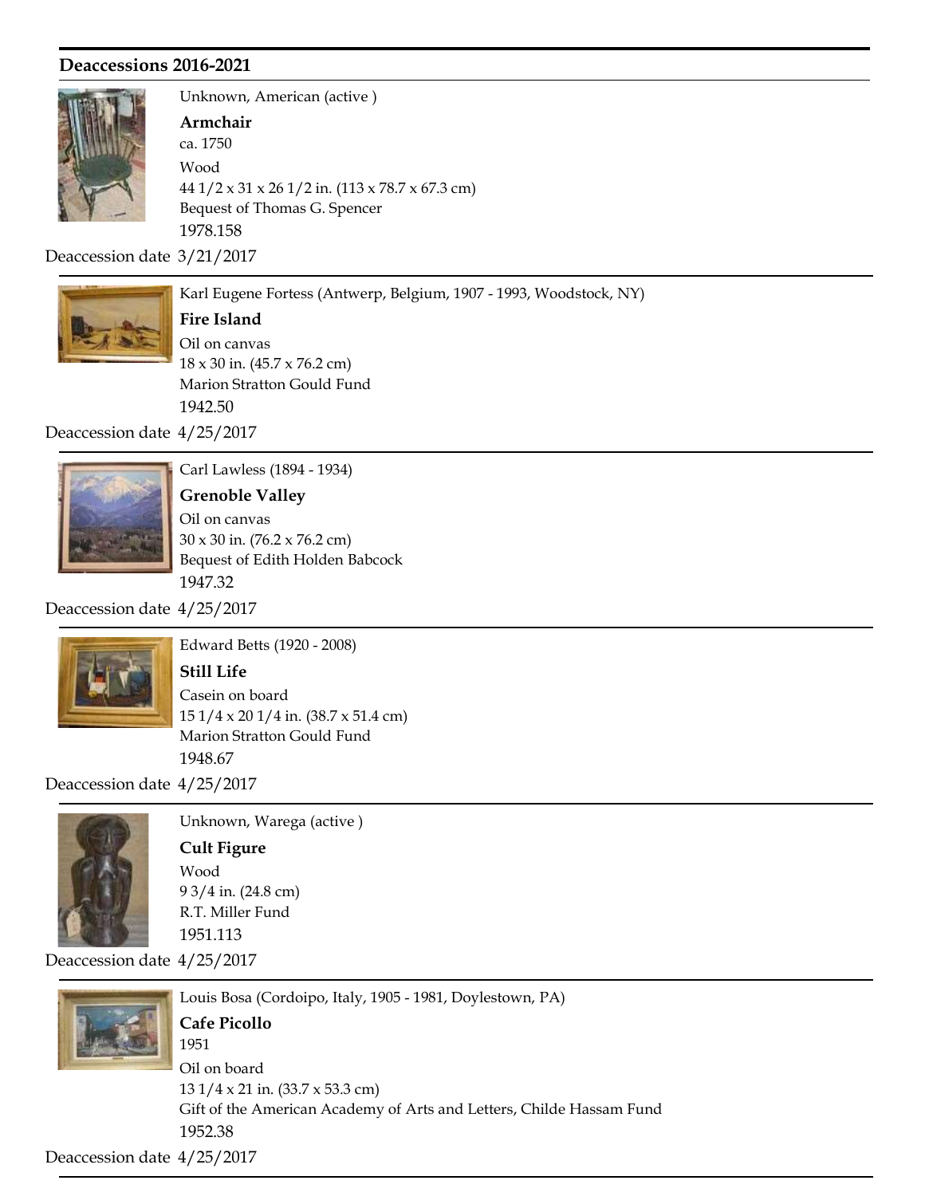## Deaccessions 2016-2021

Unknown, American (active )

**Armchair**

ca. 1750

Wood

44 1/2 x 31 x 26 1/2 in. (113 x 78.7 x 67.3 cm)

Bequest of Thomas G. Spencer

1978.158

Deaccession date 3/21/2017

---

Karl Eugene Fortess (Antwerp, Belgium, 1907 - 1993, Woodstock, NY)

**Fire Island**

Oil on canvas

18 x 30 in. (45.7 x 76.2 cm)

Marion Stratton Gould Fund

1942.50

Deaccession date 4/25/2017

---

Carl Lawless (1894 - 1934)

**Grenoble Valley**

Oil on canvas

30 x 30 in. (76.2 x 76.2 cm)

Bequest of Edith Holden Babcock

1947.32

Deaccession date 4/25/2017

---

Edward Betts (1920 - 2008)

**Still Life**

Casein on board

15 1/4 x 20 1/4 in. (38.7 x 51.4 cm)

Marion Stratton Gould Fund

1948.67

Deaccession date 4/25/2017

---

Unknown, Warega (active )

**Cult Figure**

Wood

9 3/4 in. (24.8 cm)

R.T. Miller Fund

1951.113

Deaccession date 4/25/2017

---

Louis Bosa (Cordoipo, Italy, 1905 - 1981, Doylestown, PA)

**Cafe Picollo**

1951

Oil on board

13 1/4 x 21 in. (33.7 x 53.3 cm)

Gift of the American Academy of Arts and Letters, Childe Hassam Fund

1952.38

Deaccession date 4/25/2017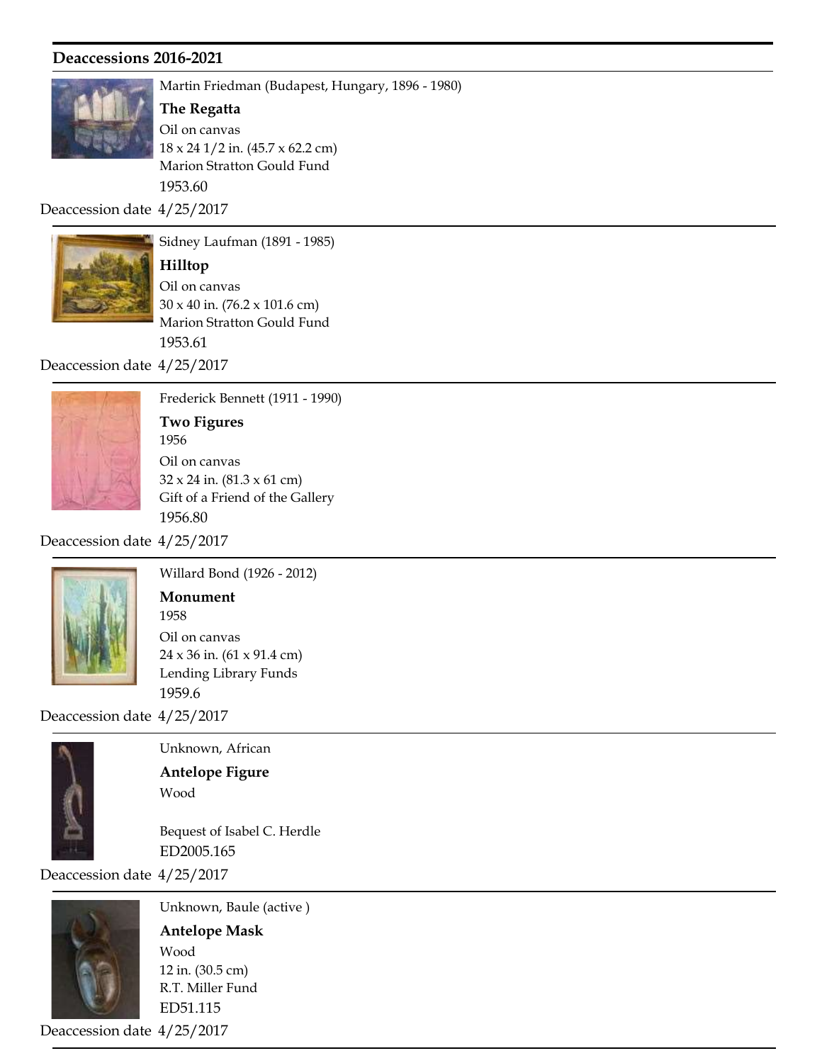## Deaccessions 2016-2021

Martin Friedman (Budapest, Hungary, 1896 - 1980)

**The Regatta**

Oil on canvas

18 x 24 1/2 in. (45.7 x 62.2 cm)

Marion Stratton Gould Fund

1953.60

Deaccession date 4/25/2017

---

Sidney Laufman (1891 - 1985)

**Hilltop**

Oil on canvas

30 x 40 in. (76.2 x 101.6 cm)

Marion Stratton Gould Fund

1953.61

Deaccession date 4/25/2017

---

Frederick Bennett (1911 - 1990)

**Two Figures**

1956

Oil on canvas

32 x 24 in. (81.3 x 61 cm)

Gift of a Friend of the Gallery

1956.80

Deaccession date 4/25/2017

---

Willard Bond (1926 - 2012)

**Monument**

1958

Oil on canvas

24 x 36 in. (61 x 91.4 cm)

Lending Library Funds

1959.6

Deaccession date 4/25/2017

---

Unknown, African

**Antelope Figure**

Wood

Bequest of Isabel C. Herdle

ED2005.165

Deaccession date 4/25/2017

---

Unknown, Baule (active )

**Antelope Mask**

Wood

12 in. (30.5 cm)

R.T. Miller Fund

ED51.115

Deaccession date 4/25/2017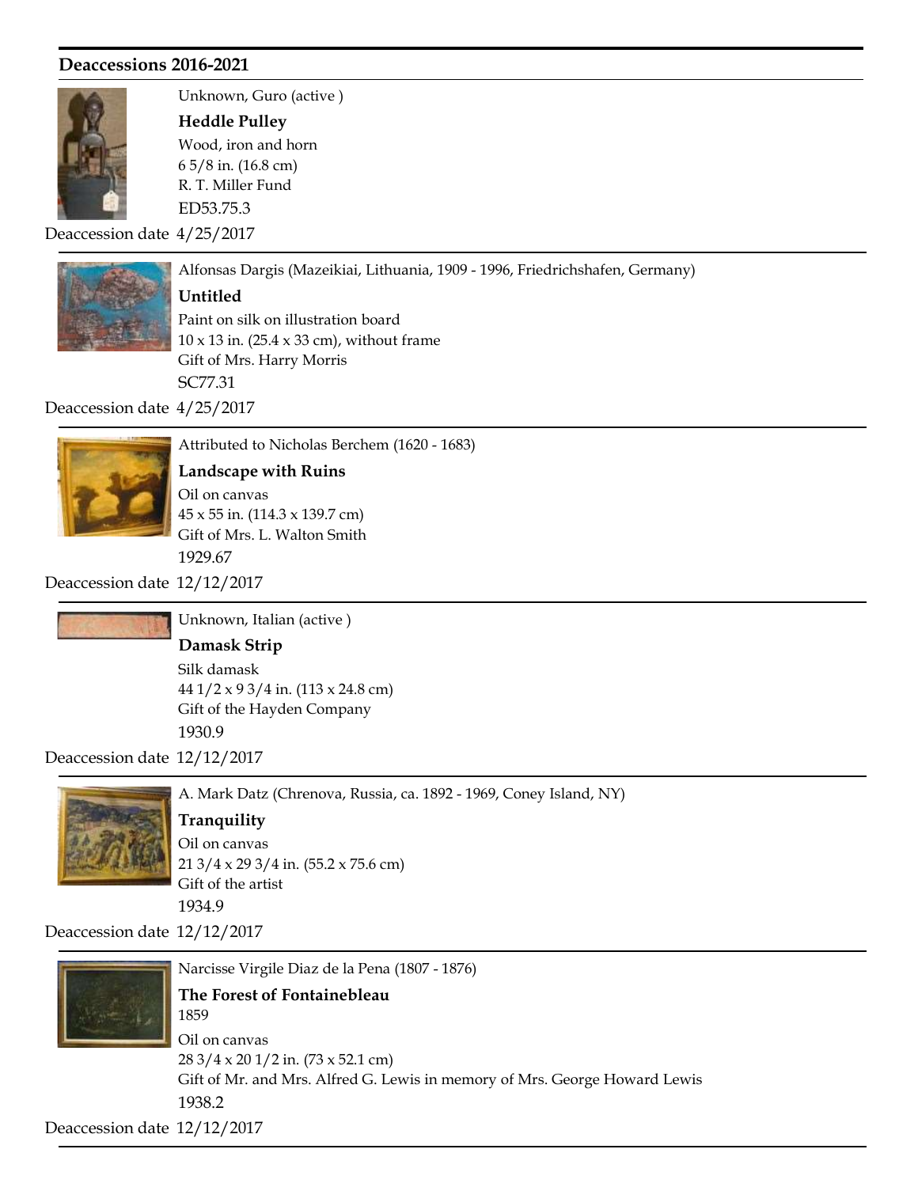## Deaccessions 2016-2021

Unknown, Guro (active )

**Heddle Pulley**

Wood, iron and horn

6 5/8 in. (16.8 cm)

R. T. Miller Fund

ED53.75.3

Deaccession date 4/25/2017

---

Alfonsas Dargis (Mazeikiai, Lithuania, 1909 - 1996, Friedrichshafen, Germany)

**Untitled**

Paint on silk on illustration board

10 x 13 in. (25.4 x 33 cm), without frame

Gift of Mrs. Harry Morris

SC77.31

Deaccession date 4/25/2017

---

Attributed to Nicholas Berchem (1620 - 1683)

**Landscape with Ruins**

Oil on canvas

45 x 55 in. (114.3 x 139.7 cm)

Gift of Mrs. L. Walton Smith

1929.67

Deaccession date 12/12/2017

---

Unknown, Italian (active )

**Damask Strip**

Silk damask

44 1/2 x 9 3/4 in. (113 x 24.8 cm)

Gift of the Hayden Company

1930.9

Deaccession date 12/12/2017

---

A. Mark Datz (Chrenova, Russia, ca. 1892 - 1969, Coney Island, NY)

**Tranquility**

Oil on canvas

21 3/4 x 29 3/4 in. (55.2 x 75.6 cm)

Gift of the artist

1934.9

Deaccession date 12/12/2017

---

Narcisse Virgile Diaz de la Pena (1807 - 1876)

**The Forest of Fontainebleau**

1859

Oil on canvas

28 3/4 x 20 1/2 in. (73 x 52.1 cm)

Gift of Mr. and Mrs. Alfred G. Lewis in memory of Mrs. George Howard Lewis

1938.2

Deaccession date 12/12/2017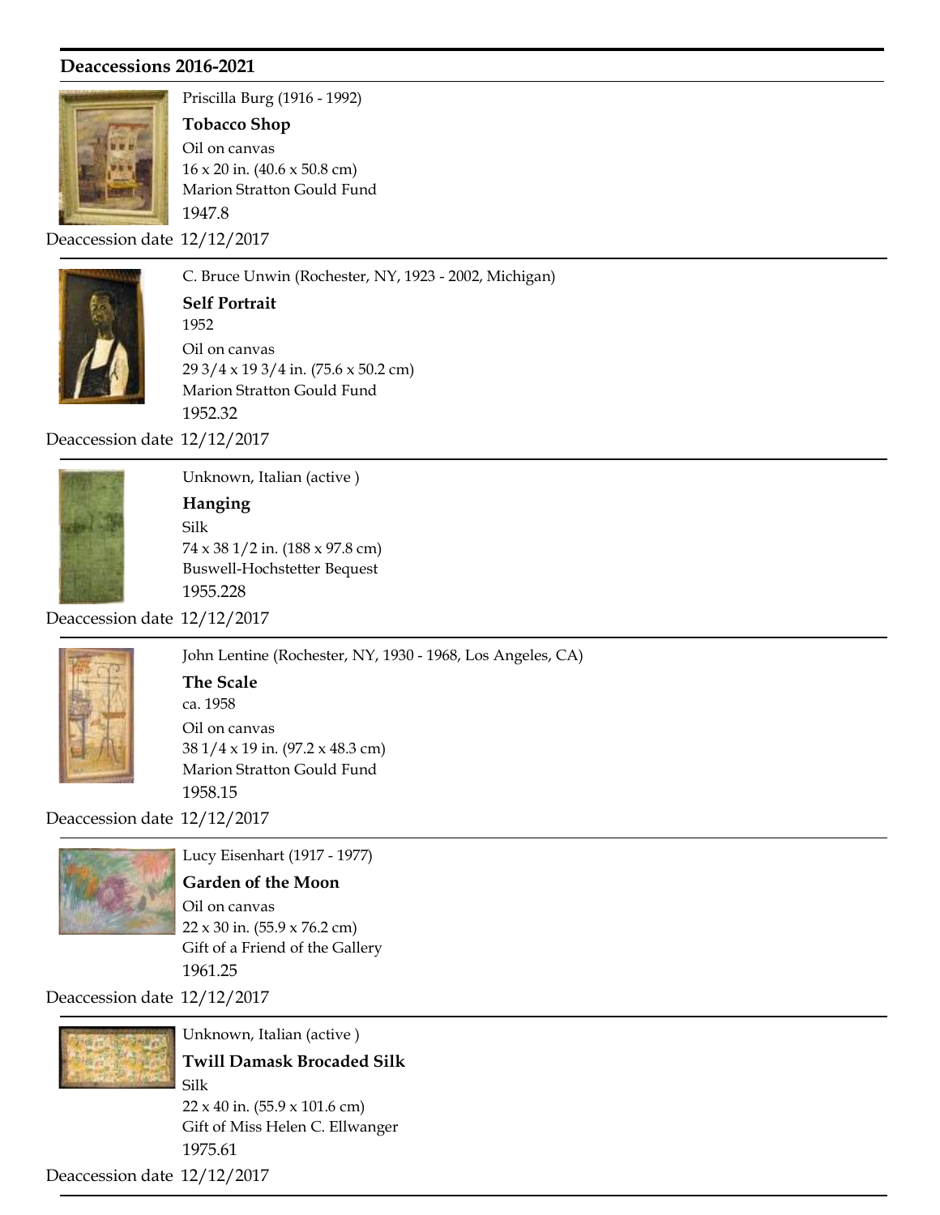## Deaccessions 2016-2021

Priscilla Burg (1916 - 1992)

**Tobacco Shop**

Oil on canvas

16 x 20 in. (40.6 x 50.8 cm)

Marion Stratton Gould Fund

1947.8

Deaccession date 12/12/2017

---

C. Bruce Unwin (Rochester, NY, 1923 - 2002, Michigan)

**Self Portrait**

1952

Oil on canvas

29 3/4 x 19 3/4 in. (75.6 x 50.2 cm)

Marion Stratton Gould Fund

1952.32

Deaccession date 12/12/2017

---

Unknown, Italian (active )

**Hanging**

Silk

74 x 38 1/2 in. (188 x 97.8 cm)

Buswell-Hochstetter Bequest

1955.228

Deaccession date 12/12/2017

---

John Lentine (Rochester, NY, 1930 - 1968, Los Angeles, CA)

**The Scale**

ca. 1958

Oil on canvas

38 1/4 x 19 in. (97.2 x 48.3 cm)

Marion Stratton Gould Fund

1958.15

Deaccession date 12/12/2017

---

Lucy Eisenhart (1917 - 1977)

**Garden of the Moon**

Oil on canvas

22 x 30 in. (55.9 x 76.2 cm)

Gift of a Friend of the Gallery

1961.25

Deaccession date 12/12/2017

---

Unknown, Italian (active )

**Twill Damask Brocaded Silk**

Silk

22 x 40 in. (55.9 x 101.6 cm)

Gift of Miss Helen C. Ellwanger

1975.61

Deaccession date 12/12/2017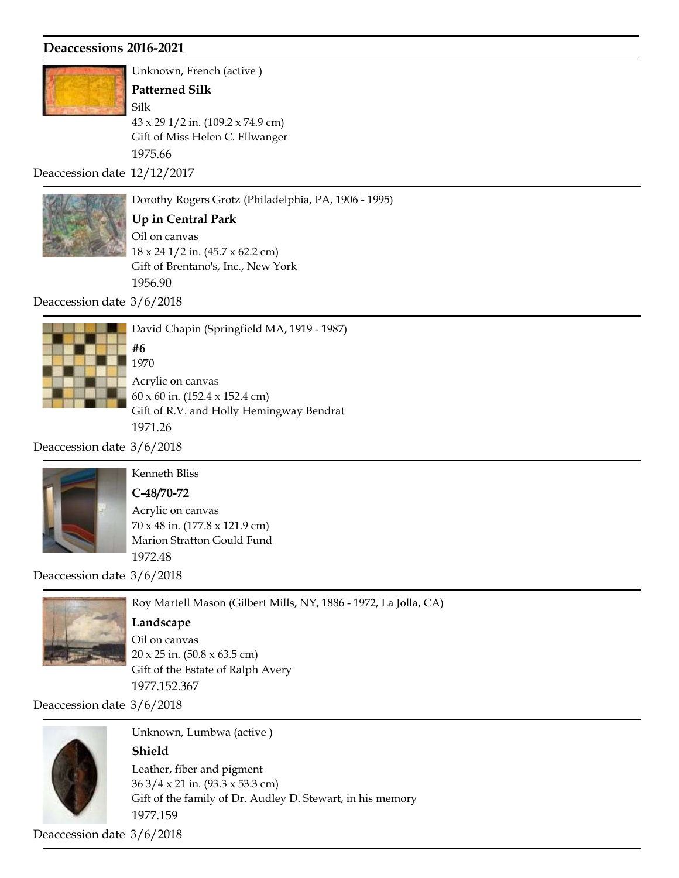## Deaccessions 2016-2021

Unknown, French (active )

**Patterned Silk**

Silk

43 x 29 1/2 in. (109.2 x 74.9 cm)

Gift of Miss Helen C. Ellwanger

1975.66

Deaccession date 12/12/2017

---

Dorothy Rogers Grotz (Philadelphia, PA, 1906 - 1995)

**Up in Central Park**

Oil on canvas

18 x 24 1/2 in. (45.7 x 62.2 cm)

Gift of Brentano's, Inc., New York

1956.90

Deaccession date 3/6/2018

---

David Chapin (Springfield MA, 1919 - 1987)

**#6**

1970

Acrylic on canvas

60 x 60 in. (152.4 x 152.4 cm)

Gift of R.V. and Holly Hemingway Bendrat

1971.26

Deaccession date 3/6/2018

---

Kenneth Bliss

**C-48/70-72**

Acrylic on canvas

70 x 48 in. (177.8 x 121.9 cm)

Marion Stratton Gould Fund

1972.48

Deaccession date 3/6/2018

---

Roy Martell Mason (Gilbert Mills, NY, 1886 - 1972, La Jolla, CA)

**Landscape**

Oil on canvas

20 x 25 in. (50.8 x 63.5 cm)

Gift of the Estate of Ralph Avery

1977.152.367

Deaccession date 3/6/2018

---

Unknown, Lumbwa (active )

**Shield**

Leather, fiber and pigment

36 3/4 x 21 in. (93.3 x 53.3 cm)

Gift of the family of Dr. Audley D. Stewart, in his memory

1977.159

Deaccession date 3/6/2018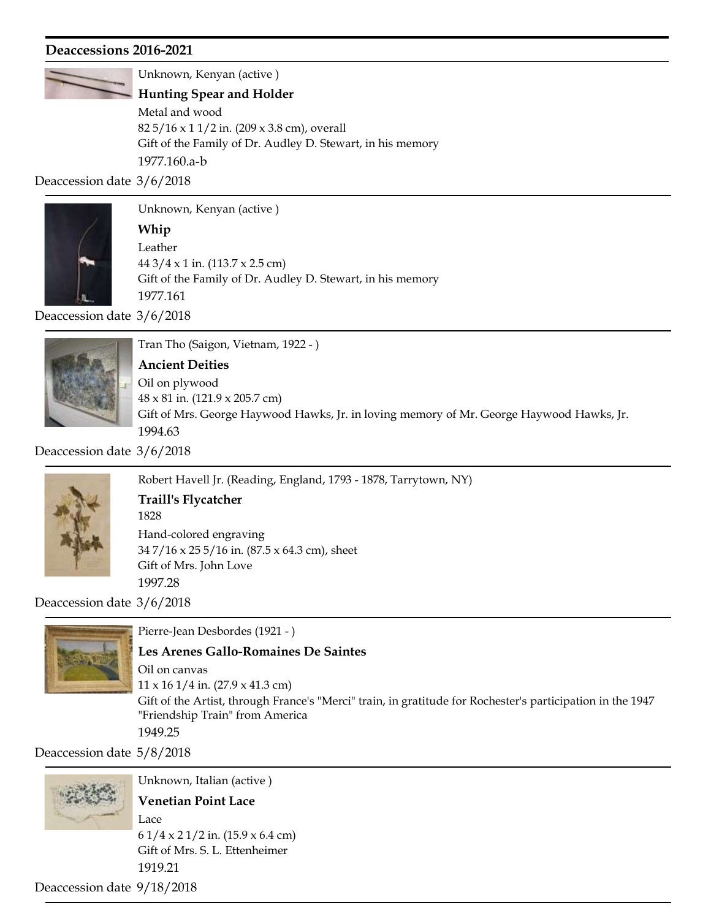## Deaccessions 2016-2021

Unknown, Kenyan (active )

**Hunting Spear and Holder**

Metal and wood

82 5/16 x 1 1/2 in. (209 x 3.8 cm), overall

Gift of the Family of Dr. Audley D. Stewart, in his memory

1977.160.a-b

Deaccession date 3/6/2018

---

Unknown, Kenyan (active )

**Whip**

Leather

44 3/4 x 1 in. (113.7 x 2.5 cm)

Gift of the Family of Dr. Audley D. Stewart, in his memory

1977.161

Deaccession date 3/6/2018

---

Tran Tho (Saigon, Vietnam, 1922 - )

**Ancient Deities**

Oil on plywood

48 x 81 in. (121.9 x 205.7 cm)

Gift of Mrs. George Haywood Hawks, Jr. in loving memory of Mr. George Haywood Hawks, Jr.

1994.63

Deaccession date 3/6/2018

---

Robert Havell Jr. (Reading, England, 1793 - 1878, Tarrytown, NY)

**Traill's Flycatcher**

1828

Hand-colored engraving

34 7/16 x 25 5/16 in. (87.5 x 64.3 cm), sheet

Gift of Mrs. John Love

1997.28

Deaccession date 3/6/2018

---

Pierre-Jean Desbordes (1921 - )

**Les Arenes Gallo-Romaines De Saintes**

Oil on canvas

11 x 16 1/4 in. (27.9 x 41.3 cm)

Gift of the Artist, through France's "Merci" train, in gratitude for Rochester's participation in the 1947 "Friendship Train" from America

1949.25

Deaccession date 5/8/2018

---

Unknown, Italian (active )

**Venetian Point Lace**

Lace

6 1/4 x 2 1/2 in. (15.9 x 6.4 cm)

Gift of Mrs. S. L. Ettenheimer

1919.21

Deaccession date 9/18/2018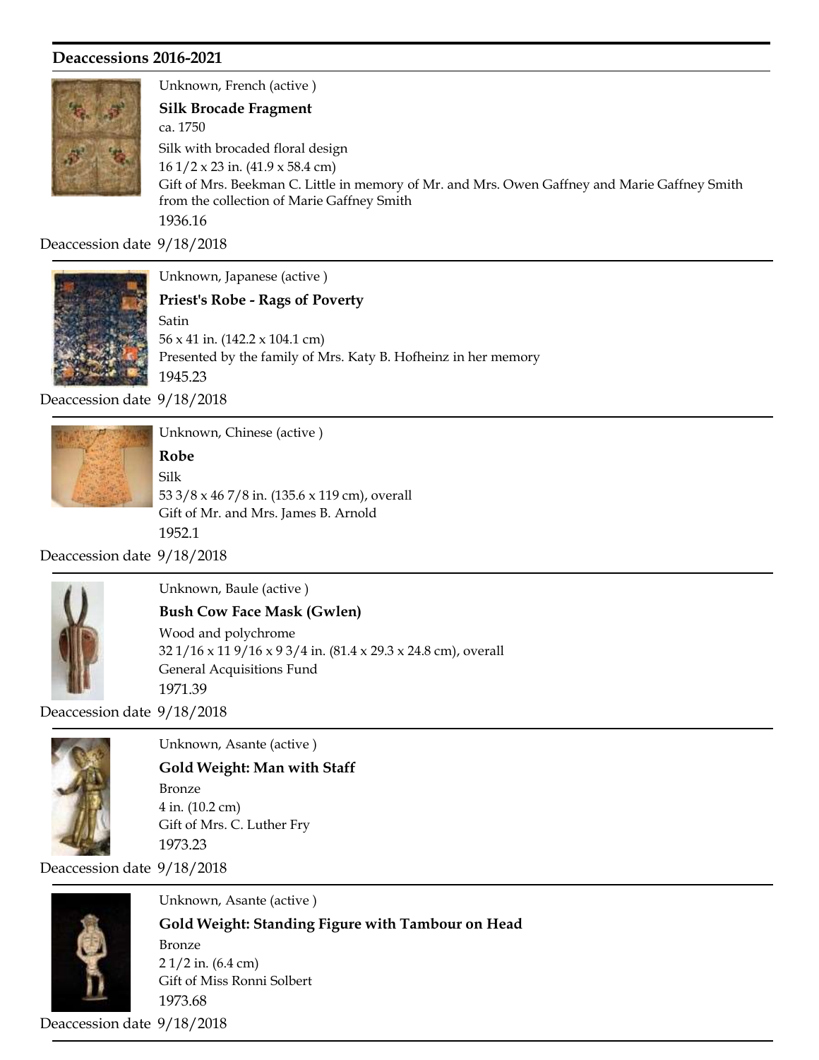## Deaccessions 2016-2021

Unknown, French (active )

**Silk Brocade Fragment**

ca. 1750

Silk with brocaded floral design

16 1/2 x 23 in. (41.9 x 58.4 cm)

Gift of Mrs. Beekman C. Little in memory of Mr. and Mrs. Owen Gaffney and Marie Gaffney Smith from the collection of Marie Gaffney Smith

1936.16

Deaccession date 9/18/2018

---

Unknown, Japanese (active )

**Priest's Robe - Rags of Poverty**

Satin

56 x 41 in. (142.2 x 104.1 cm)

Presented by the family of Mrs. Katy B. Hofheinz in her memory

1945.23

Deaccession date 9/18/2018

---

Unknown, Chinese (active )

**Robe**

Silk

53 3/8 x 46 7/8 in. (135.6 x 119 cm), overall

Gift of Mr. and Mrs. James B. Arnold

1952.1

Deaccession date 9/18/2018

---

Unknown, Baule (active )

**Bush Cow Face Mask (Gwlen)**

Wood and polychrome

32 1/16 x 11 9/16 x 9 3/4 in. (81.4 x 29.3 x 24.8 cm), overall

General Acquisitions Fund

1971.39

Deaccession date 9/18/2018

---

Unknown, Asante (active )

**Gold Weight: Man with Staff**

Bronze

4 in. (10.2 cm)

Gift of Mrs. C. Luther Fry

1973.23

Deaccession date 9/18/2018

---

Unknown, Asante (active )

**Gold Weight: Standing Figure with Tambour on Head**

Bronze

2 1/2 in. (6.4 cm)

Gift of Miss Ronni Solbert

1973.68

Deaccession date 9/18/2018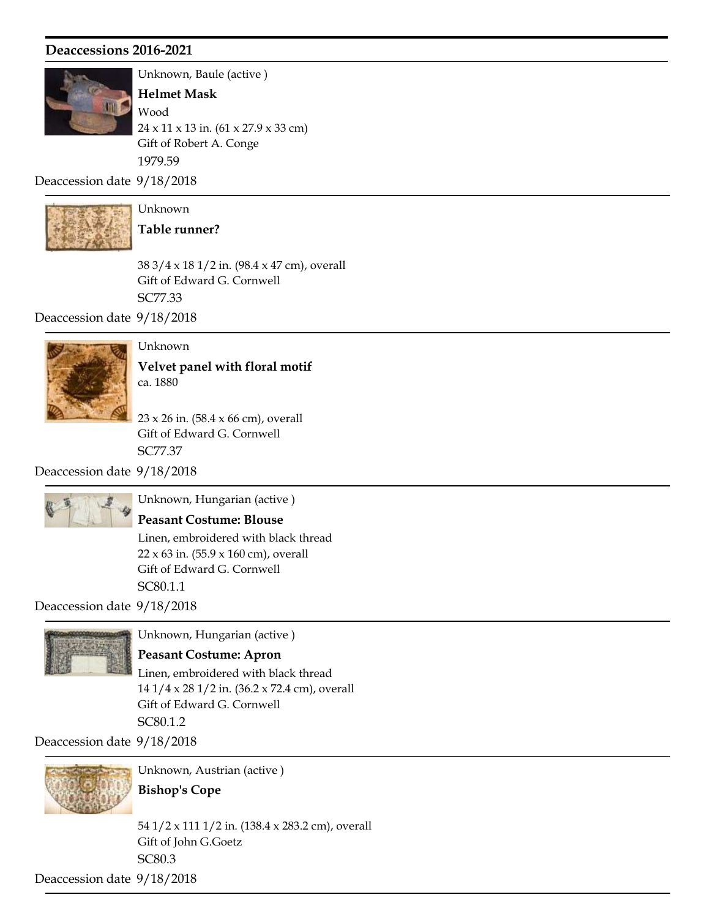## Deaccessions 2016-2021

Unknown, Baule (active )

**Helmet Mask**

Wood

24 x 11 x 13 in. (61 x 27.9 x 33 cm)

Gift of Robert A. Conge

1979.59

Deaccession date 9/18/2018

---

Unknown

**Table runner?**

38 3/4 x 18 1/2 in. (98.4 x 47 cm), overall

Gift of Edward G. Cornwell

SC77.33

Deaccession date 9/18/2018

---

Unknown

**Velvet panel with floral motif**

ca. 1880

23 x 26 in. (58.4 x 66 cm), overall

Gift of Edward G. Cornwell

SC77.37

Deaccession date 9/18/2018

---

Unknown, Hungarian (active )

**Peasant Costume: Blouse**

Linen, embroidered with black thread

22 x 63 in. (55.9 x 160 cm), overall

Gift of Edward G. Cornwell

SC80.1.1

Deaccession date 9/18/2018

---

Unknown, Hungarian (active )

**Peasant Costume: Apron**

Linen, embroidered with black thread

14 1/4 x 28 1/2 in. (36.2 x 72.4 cm), overall

Gift of Edward G. Cornwell

SC80.1.2

Deaccession date 9/18/2018

---

Unknown, Austrian (active )

**Bishop's Cope**

54 1/2 x 111 1/2 in. (138.4 x 283.2 cm), overall

Gift of John G.Goetz

SC80.3

Deaccession date 9/18/2018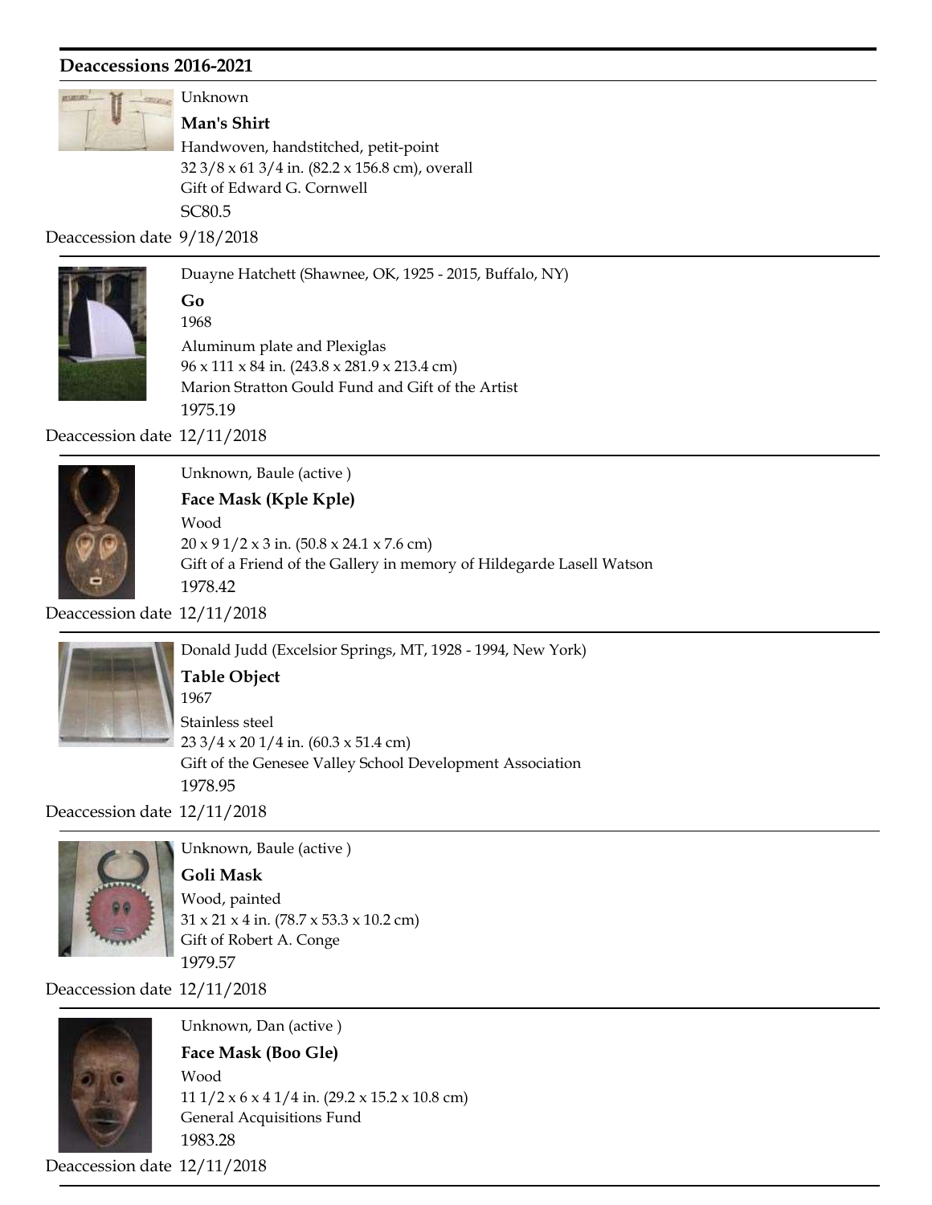## Deaccessions 2016-2021

Unknown

**Man's Shirt**

Handwoven, handstitched, petit-point
32 3/8 x 61 3/4 in. (82.2 x 156.8 cm), overall
Gift of Edward G. Cornwell
SC80.5

Deaccession date 9/18/2018

---

Duayne Hatchett (Shawnee, OK, 1925 - 2015, Buffalo, NY)

**Go**

1968
Aluminum plate and Plexiglas
96 x 111 x 84 in. (243.8 x 281.9 x 213.4 cm)
Marion Stratton Gould Fund and Gift of the Artist
1975.19

Deaccession date 12/11/2018

---

Unknown, Baule (active )

**Face Mask (Kple Kple)**

Wood
20 x 9 1/2 x 3 in. (50.8 x 24.1 x 7.6 cm)
Gift of a Friend of the Gallery in memory of Hildegarde Lasell Watson
1978.42

Deaccession date 12/11/2018

---

Donald Judd (Excelsior Springs, MT, 1928 - 1994, New York)

**Table Object**

1967
Stainless steel
23 3/4 x 20 1/4 in. (60.3 x 51.4 cm)
Gift of the Genesee Valley School Development Association
1978.95

Deaccession date 12/11/2018

---

Unknown, Baule (active )

**Goli Mask**

Wood, painted
31 x 21 x 4 in. (78.7 x 53.3 x 10.2 cm)
Gift of Robert A. Conge
1979.57

Deaccession date 12/11/2018

---

Unknown, Dan (active )

**Face Mask (Boo Gle)**

Wood
11 1/2 x 6 x 4 1/4 in. (29.2 x 15.2 x 10.8 cm)
General Acquisitions Fund
1983.28

Deaccession date 12/11/2018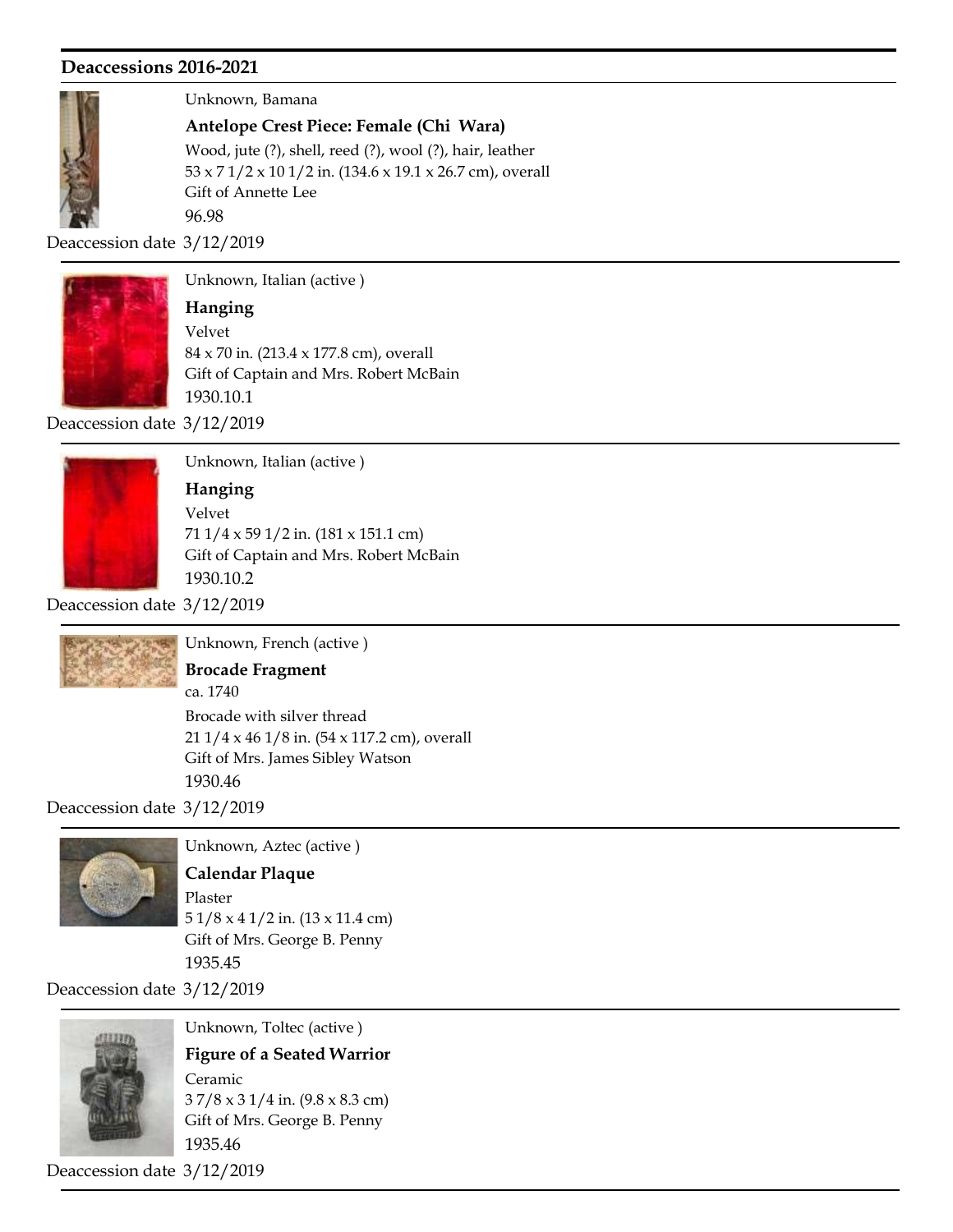## Deaccessions 2016-2021

Unknown, Bamana

**Antelope Crest Piece: Female (Chi Wara)**

Wood, jute (?), shell, reed (?), wool (?), hair, leather

53 x 7 1/2 x 10 1/2 in. (134.6 x 19.1 x 26.7 cm), overall

Gift of Annette Lee

96.98

Deaccession date 3/12/2019

---

Unknown, Italian (active )

**Hanging**

Velvet

84 x 70 in. (213.4 x 177.8 cm), overall

Gift of Captain and Mrs. Robert McBain

1930.10.1

Deaccession date 3/12/2019

---

Unknown, Italian (active )

**Hanging**

Velvet

71 1/4 x 59 1/2 in. (181 x 151.1 cm)

Gift of Captain and Mrs. Robert McBain

1930.10.2

Deaccession date 3/12/2019

---

Unknown, French (active )

**Brocade Fragment**

ca. 1740

Brocade with silver thread

21 1/4 x 46 1/8 in. (54 x 117.2 cm), overall

Gift of Mrs. James Sibley Watson

1930.46

Deaccession date 3/12/2019

---

Unknown, Aztec (active )

**Calendar Plaque**

Plaster

5 1/8 x 4 1/2 in. (13 x 11.4 cm)

Gift of Mrs. George B. Penny

1935.45

Deaccession date 3/12/2019

---

Unknown, Toltec (active )

**Figure of a Seated Warrior**

Ceramic

3 7/8 x 3 1/4 in. (9.8 x 8.3 cm)

Gift of Mrs. George B. Penny

1935.46

Deaccession date 3/12/2019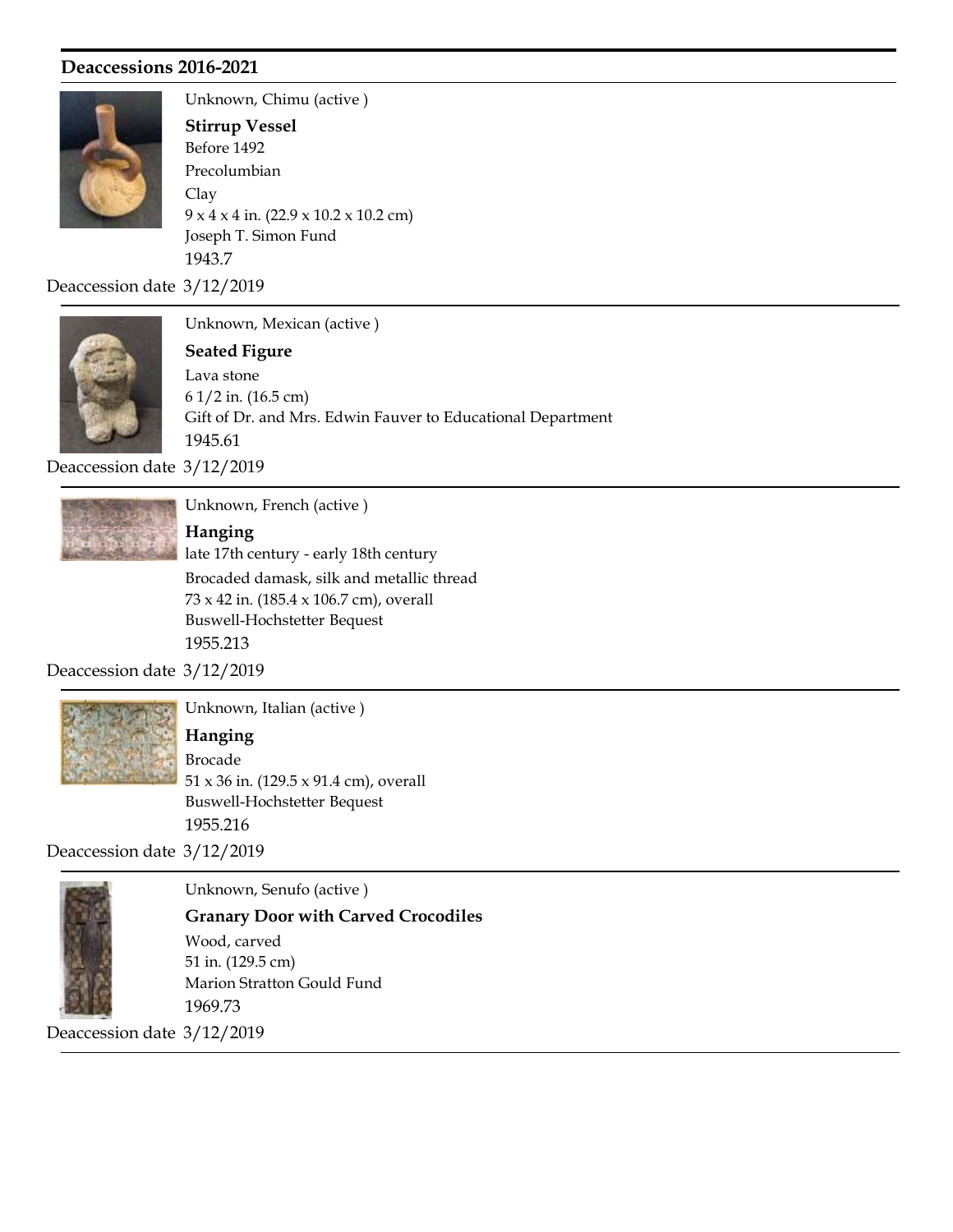## Deaccessions 2016-2021

Unknown, Chimu (active )

**Stirrup Vessel**

Before 1492

Precolumbian

Clay

9 x 4 x 4 in. (22.9 x 10.2 x 10.2 cm)

Joseph T. Simon Fund

1943.7

Deaccession date 3/12/2019

---

Unknown, Mexican (active )

**Seated Figure**

Lava stone

6 1/2 in. (16.5 cm)

Gift of Dr. and Mrs. Edwin Fauver to Educational Department

1945.61

Deaccession date 3/12/2019

---

Unknown, French (active )

**Hanging**

late 17th century - early 18th century

Brocaded damask, silk and metallic thread

73 x 42 in. (185.4 x 106.7 cm), overall

Buswell-Hochstetter Bequest

1955.213

Deaccession date 3/12/2019

---

Unknown, Italian (active )

**Hanging**

Brocade

51 x 36 in. (129.5 x 91.4 cm), overall

Buswell-Hochstetter Bequest

1955.216

Deaccession date 3/12/2019

---

Unknown, Senufo (active )

**Granary Door with Carved Crocodiles**

Wood, carved

51 in. (129.5 cm)

Marion Stratton Gould Fund

1969.73

Deaccession date 3/12/2019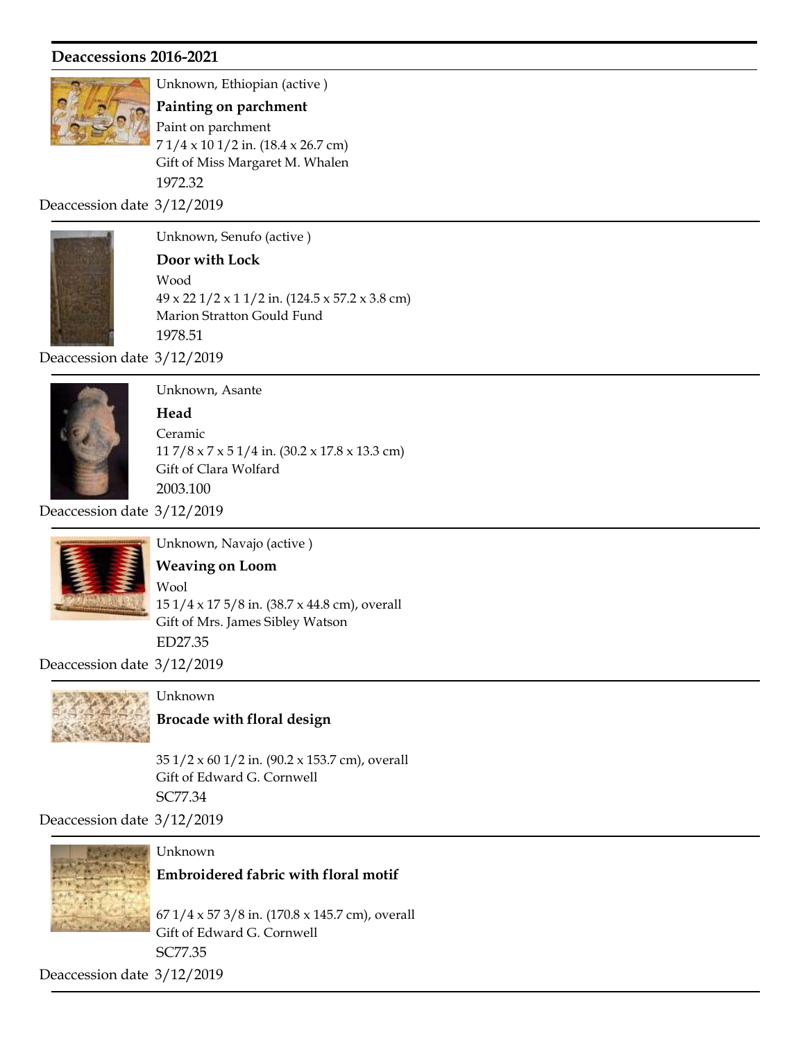## Deaccessions 2016-2021

Unknown, Ethiopian (active )

**Painting on parchment**

Paint on parchment

7 1/4 x 10 1/2 in. (18.4 x 26.7 cm)

Gift of Miss Margaret M. Whalen

1972.32

Deaccession date 3/12/2019

---

Unknown, Senufo (active )

**Door with Lock**

Wood

49 x 22 1/2 x 1 1/2 in. (124.5 x 57.2 x 3.8 cm)

Marion Stratton Gould Fund

1978.51

Deaccession date 3/12/2019

---

Unknown, Asante

**Head**

Ceramic

11 7/8 x 7 x 5 1/4 in. (30.2 x 17.8 x 13.3 cm)

Gift of Clara Wolfard

2003.100

Deaccession date 3/12/2019

---

Unknown, Navajo (active )

**Weaving on Loom**

Wool

15 1/4 x 17 5/8 in. (38.7 x 44.8 cm), overall

Gift of Mrs. James Sibley Watson

ED27.35

Deaccession date 3/12/2019

---

Unknown

**Brocade with floral design**

35 1/2 x 60 1/2 in. (90.2 x 153.7 cm), overall

Gift of Edward G. Cornwell

SC77.34

Deaccession date 3/12/2019

---

Unknown

**Embroidered fabric with floral motif**

67 1/4 x 57 3/8 in. (170.8 x 145.7 cm), overall

Gift of Edward G. Cornwell

SC77.35

Deaccession date 3/12/2019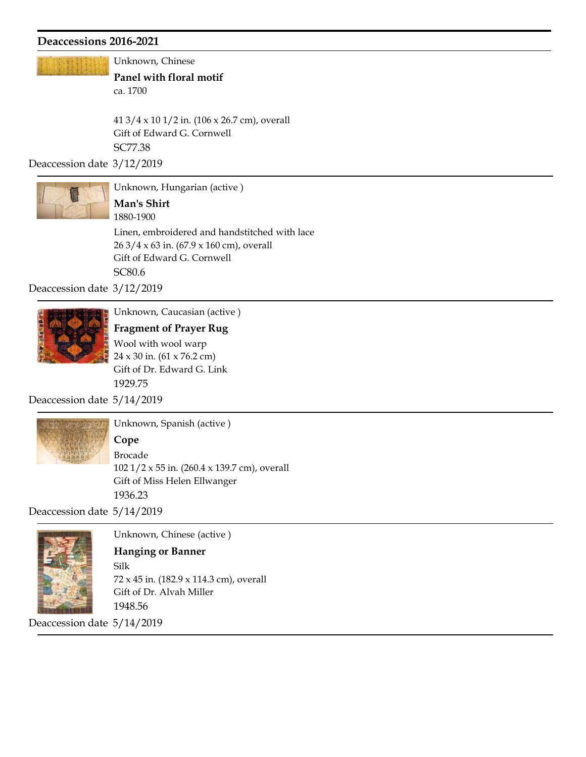## Deaccessions 2016-2021

Unknown, Chinese

**Panel with floral motif**

ca. 1700

41 3/4 x 10 1/2 in. (106 x 26.7 cm), overall

Gift of Edward G. Cornwell

SC77.38

Deaccession date 3/12/2019

---

Unknown, Hungarian (active )

**Man's Shirt**

1880-1900

Linen, embroidered and handstitched with lace

26 3/4 x 63 in. (67.9 x 160 cm), overall

Gift of Edward G. Cornwell

SC80.6

Deaccession date 3/12/2019

---

Unknown, Caucasian (active )

**Fragment of Prayer Rug**

Wool with wool warp

24 x 30 in. (61 x 76.2 cm)

Gift of Dr. Edward G. Link

1929.75

Deaccession date 5/14/2019

---

Unknown, Spanish (active )

**Cope**

Brocade

102 1/2 x 55 in. (260.4 x 139.7 cm), overall

Gift of Miss Helen Ellwanger

1936.23

Deaccession date 5/14/2019

---

Unknown, Chinese (active )

**Hanging or Banner**

Silk

72 x 45 in. (182.9 x 114.3 cm), overall

Gift of Dr. Alvah Miller

1948.56

Deaccession date 5/14/2019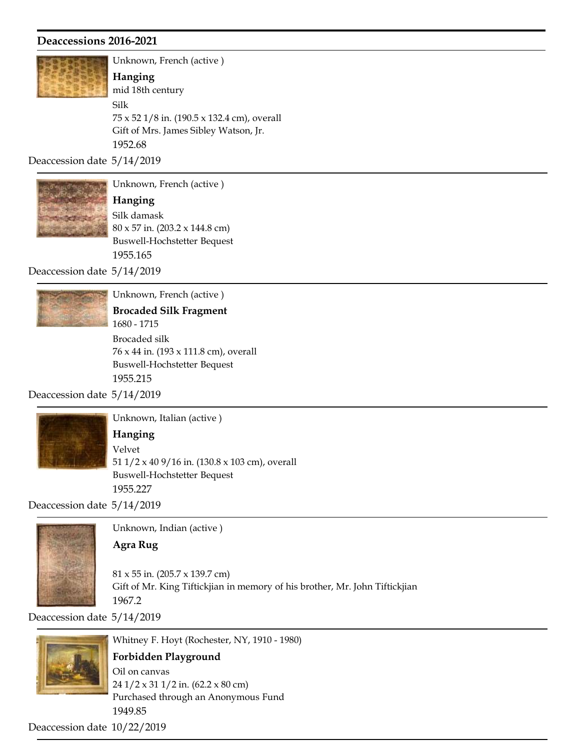## Deaccessions 2016-2021

Unknown, French (active )

**Hanging**

mid 18th century

Silk

75 x 52 1/8 in. (190.5 x 132.4 cm), overall

Gift of Mrs. James Sibley Watson, Jr.

1952.68

Deaccession date 5/14/2019

---

Unknown, French (active )

**Hanging**

Silk damask

80 x 57 in. (203.2 x 144.8 cm)

Buswell-Hochstetter Bequest

1955.165

Deaccession date 5/14/2019

---

Unknown, French (active )

**Brocaded Silk Fragment**

1680 - 1715

Brocaded silk

76 x 44 in. (193 x 111.8 cm), overall

Buswell-Hochstetter Bequest

1955.215

Deaccession date 5/14/2019

---

Unknown, Italian (active )

**Hanging**

Velvet

51 1/2 x 40 9/16 in. (130.8 x 103 cm), overall

Buswell-Hochstetter Bequest

1955.227

Deaccession date 5/14/2019

---

Unknown, Indian (active )

**Agra Rug**

81 x 55 in. (205.7 x 139.7 cm)

Gift of Mr. King Tiftickjian in memory of his brother, Mr. John Tiftickjian

1967.2

Deaccession date 5/14/2019

---

Whitney F. Hoyt (Rochester, NY, 1910 - 1980)

**Forbidden Playground**

Oil on canvas

24 1/2 x 31 1/2 in. (62.2 x 80 cm)

Purchased through an Anonymous Fund

1949.85

Deaccession date 10/22/2019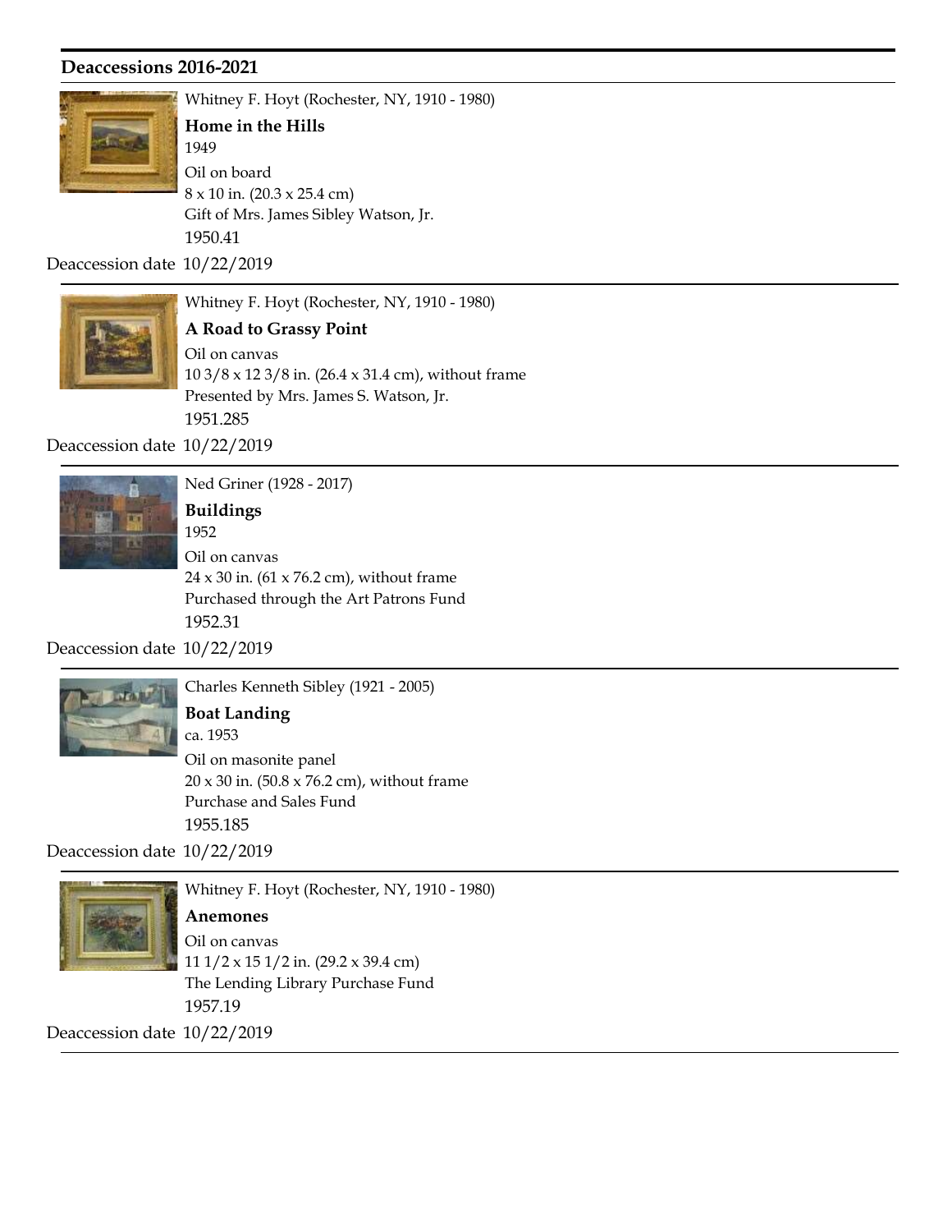## Deaccessions 2016-2021

Whitney F. Hoyt (Rochester, NY, 1910 - 1980)

**Home in the Hills**

1949

Oil on board

8 x 10 in. (20.3 x 25.4 cm)

Gift of Mrs. James Sibley Watson, Jr.

1950.41

Deaccession date 10/22/2019

---

Whitney F. Hoyt (Rochester, NY, 1910 - 1980)

**A Road to Grassy Point**

Oil on canvas

10 3/8 x 12 3/8 in. (26.4 x 31.4 cm), without frame

Presented by Mrs. James S. Watson, Jr.

1951.285

Deaccession date 10/22/2019

---

Ned Griner (1928 - 2017)

**Buildings**

1952

Oil on canvas

24 x 30 in. (61 x 76.2 cm), without frame

Purchased through the Art Patrons Fund

1952.31

Deaccession date 10/22/2019

---

Charles Kenneth Sibley (1921 - 2005)

**Boat Landing**

ca. 1953

Oil on masonite panel

20 x 30 in. (50.8 x 76.2 cm), without frame

Purchase and Sales Fund

1955.185

Deaccession date 10/22/2019

---

Whitney F. Hoyt (Rochester, NY, 1910 - 1980)

**Anemones**

Oil on canvas

11 1/2 x 15 1/2 in. (29.2 x 39.4 cm)

The Lending Library Purchase Fund

1957.19

Deaccession date 10/22/2019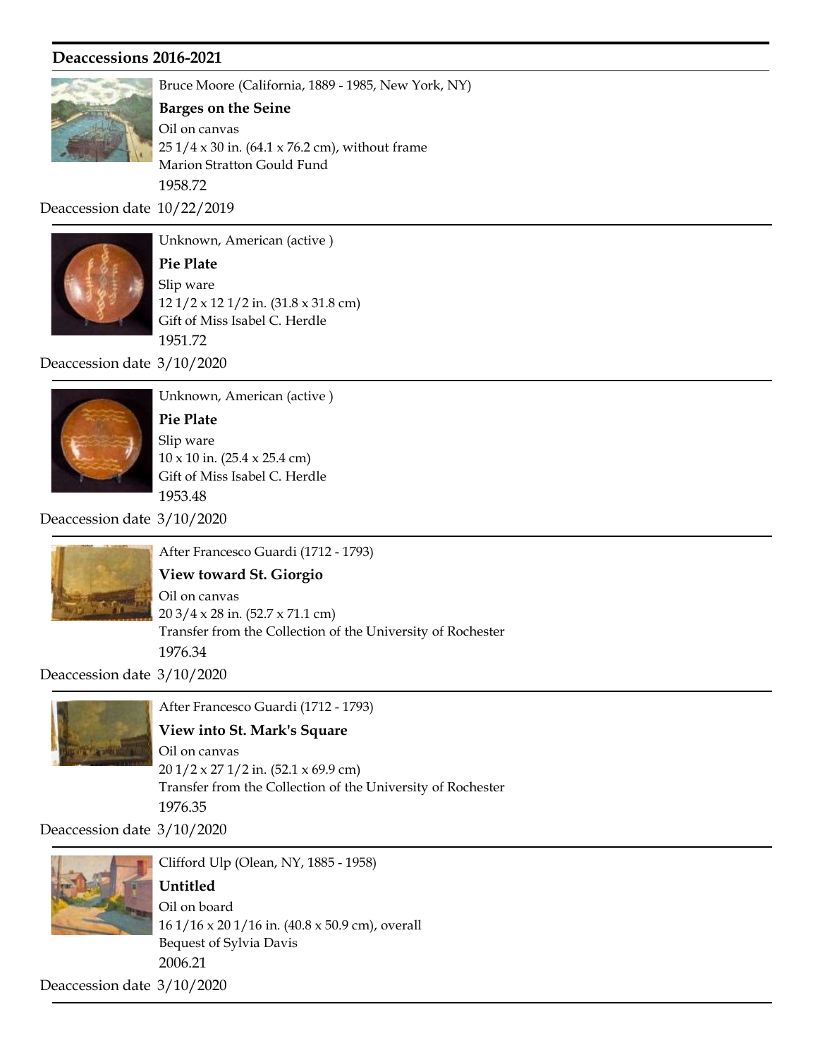## Deaccessions 2016-2021

Bruce Moore (California, 1889 - 1985, New York, NY)

**Barges on the Seine**

Oil on canvas

25 1/4 x 30 in. (64.1 x 76.2 cm), without frame

Marion Stratton Gould Fund

1958.72

Deaccession date 10/22/2019

---

Unknown, American (active )

**Pie Plate**

Slip ware

12 1/2 x 12 1/2 in. (31.8 x 31.8 cm)

Gift of Miss Isabel C. Herdle

1951.72

Deaccession date 3/10/2020

---

Unknown, American (active )

**Pie Plate**

Slip ware

10 x 10 in. (25.4 x 25.4 cm)

Gift of Miss Isabel C. Herdle

1953.48

Deaccession date 3/10/2020

---

After Francesco Guardi (1712 - 1793)

**View toward St. Giorgio**

Oil on canvas

20 3/4 x 28 in. (52.7 x 71.1 cm)

Transfer from the Collection of the University of Rochester

1976.34

Deaccession date 3/10/2020

---

After Francesco Guardi (1712 - 1793)

**View into St. Mark's Square**

Oil on canvas

20 1/2 x 27 1/2 in. (52.1 x 69.9 cm)

Transfer from the Collection of the University of Rochester

1976.35

Deaccession date 3/10/2020

---

Clifford Ulp (Olean, NY, 1885 - 1958)

**Untitled**

Oil on board

16 1/16 x 20 1/16 in. (40.8 x 50.9 cm), overall

Bequest of Sylvia Davis

2006.21

Deaccession date 3/10/2020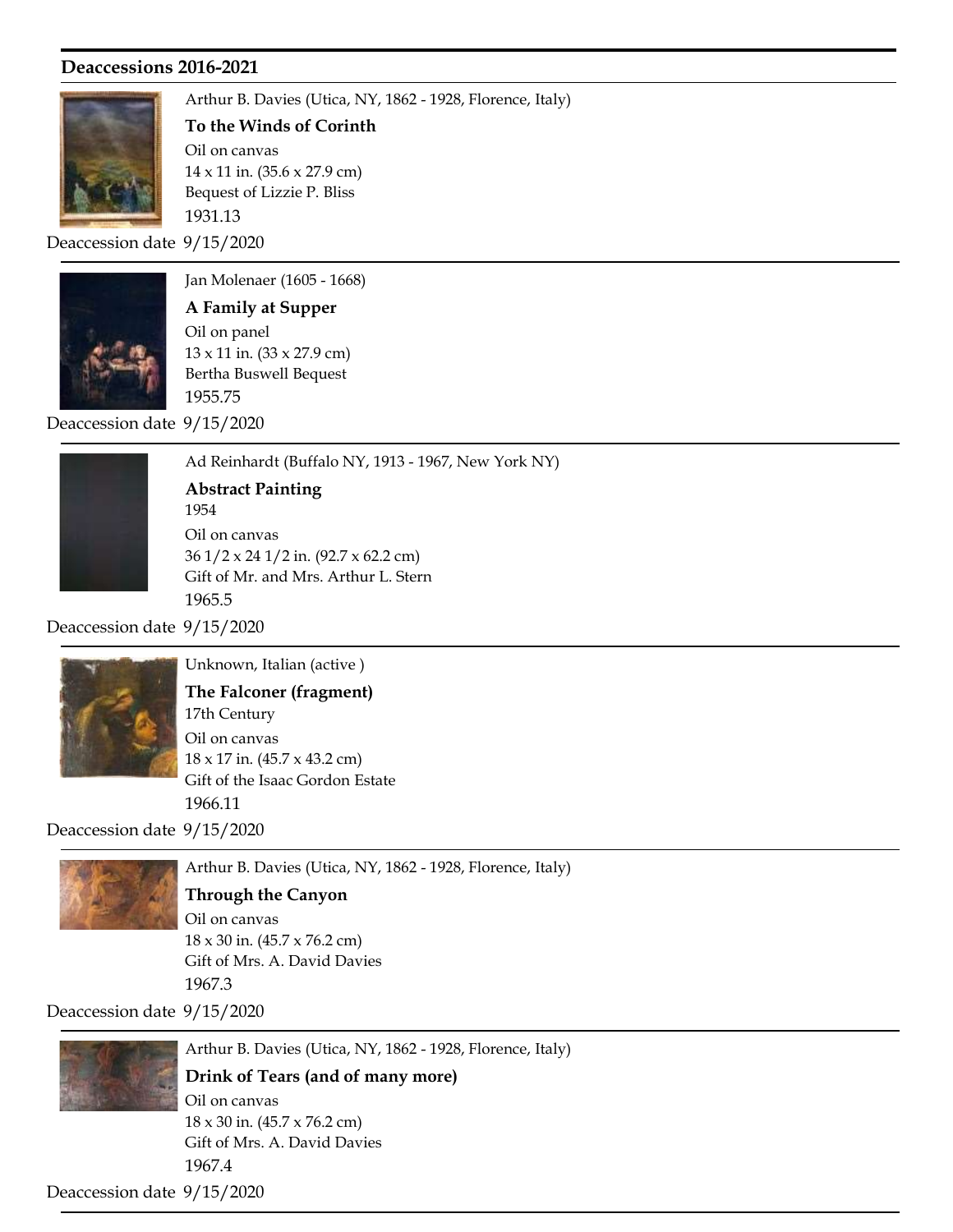## Deaccessions 2016-2021

Arthur B. Davies (Utica, NY, 1862 - 1928, Florence, Italy)

**To the Winds of Corinth**

Oil on canvas

14 x 11 in. (35.6 x 27.9 cm)

Bequest of Lizzie P. Bliss

1931.13

Deaccession date 9/15/2020

---

Jan Molenaer (1605 - 1668)

**A Family at Supper**

Oil on panel

13 x 11 in. (33 x 27.9 cm)

Bertha Buswell Bequest

1955.75

Deaccession date 9/15/2020

---

Ad Reinhardt (Buffalo NY, 1913 - 1967, New York NY)

**Abstract Painting**

1954

Oil on canvas

36 1/2 x 24 1/2 in. (92.7 x 62.2 cm)

Gift of Mr. and Mrs. Arthur L. Stern

1965.5

Deaccession date 9/15/2020

---

Unknown, Italian (active )

**The Falconer (fragment)**

17th Century

Oil on canvas

18 x 17 in. (45.7 x 43.2 cm)

Gift of the Isaac Gordon Estate

1966.11

Deaccession date 9/15/2020

---

Arthur B. Davies (Utica, NY, 1862 - 1928, Florence, Italy)

**Through the Canyon**

Oil on canvas

18 x 30 in. (45.7 x 76.2 cm)

Gift of Mrs. A. David Davies

1967.3

Deaccession date 9/15/2020

---

Arthur B. Davies (Utica, NY, 1862 - 1928, Florence, Italy)

**Drink of Tears (and of many more)**

Oil on canvas

18 x 30 in. (45.7 x 76.2 cm)

Gift of Mrs. A. David Davies

1967.4

Deaccession date 9/15/2020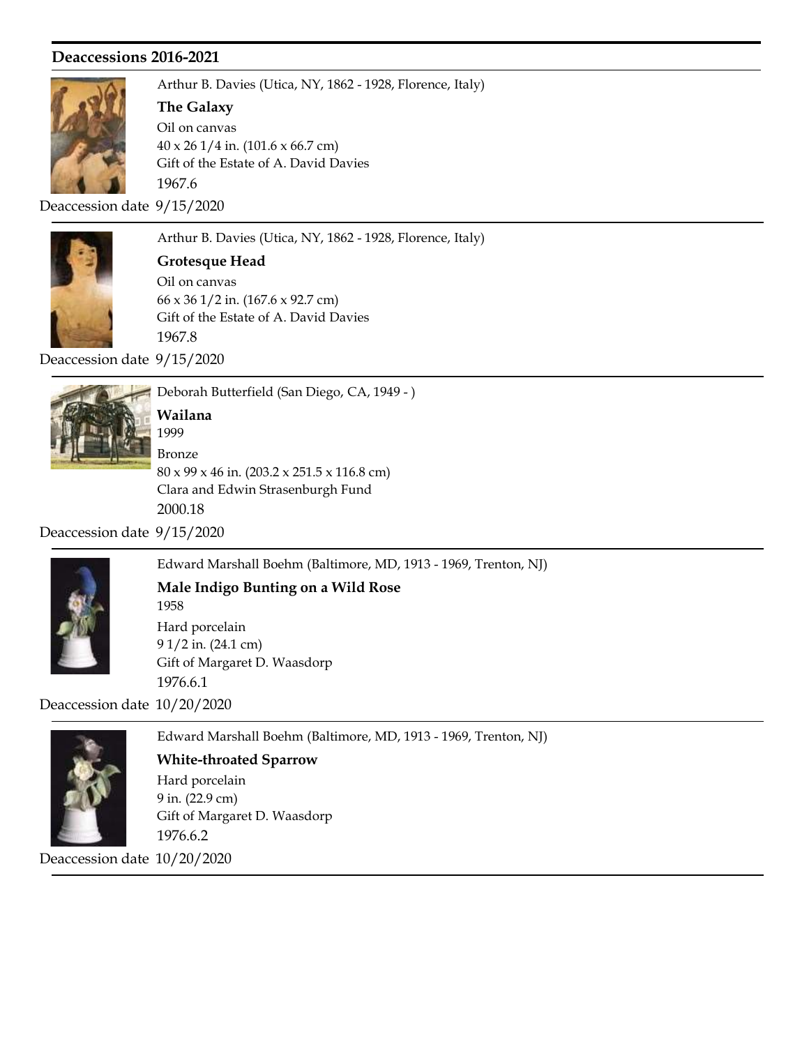## Deaccessions 2016-2021

Arthur B. Davies (Utica, NY, 1862 - 1928, Florence, Italy)

**The Galaxy**

Oil on canvas

40 x 26 1/4 in. (101.6 x 66.7 cm)

Gift of the Estate of A. David Davies

1967.6

Deaccession date 9/15/2020

---

Arthur B. Davies (Utica, NY, 1862 - 1928, Florence, Italy)

**Grotesque Head**

Oil on canvas

66 x 36 1/2 in. (167.6 x 92.7 cm)

Gift of the Estate of A. David Davies

1967.8

Deaccession date 9/15/2020

---

Deborah Butterfield (San Diego, CA, 1949 - )

**Wailana**

1999

Bronze

80 x 99 x 46 in. (203.2 x 251.5 x 116.8 cm)

Clara and Edwin Strasenburgh Fund

2000.18

Deaccession date 9/15/2020

---

Edward Marshall Boehm (Baltimore, MD, 1913 - 1969, Trenton, NJ)

**Male Indigo Bunting on a Wild Rose**

1958

Hard porcelain

9 1/2 in. (24.1 cm)

Gift of Margaret D. Waasdorp

1976.6.1

Deaccession date 10/20/2020

---

Edward Marshall Boehm (Baltimore, MD, 1913 - 1969, Trenton, NJ)

**White-throated Sparrow**

Hard porcelain

9 in. (22.9 cm)

Gift of Margaret D. Waasdorp

1976.6.2

Deaccession date 10/20/2020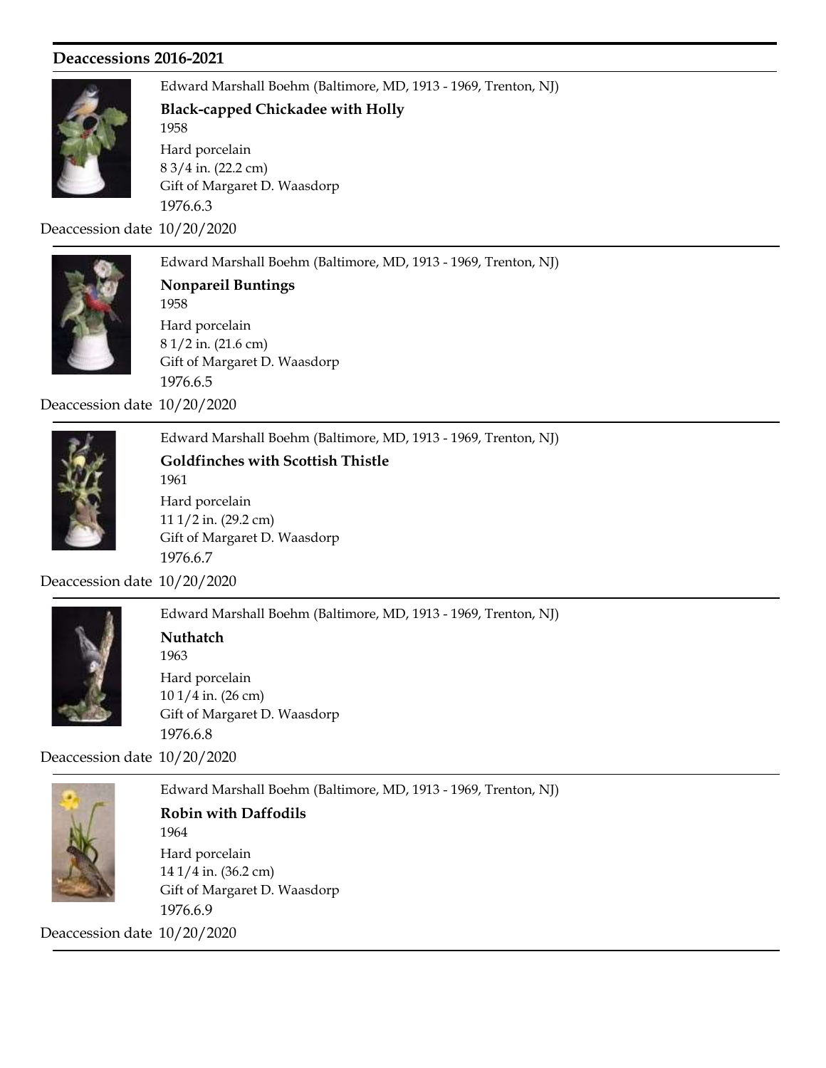## Deaccessions 2016-2021

Edward Marshall Boehm (Baltimore, MD, 1913 - 1969, Trenton, NJ)

**Black-capped Chickadee with Holly**
1958
Hard porcelain
8 3/4 in. (22.2 cm)
Gift of Margaret D. Waasdorp
1976.6.3

Deaccession date 10/20/2020

---

Edward Marshall Boehm (Baltimore, MD, 1913 - 1969, Trenton, NJ)

**Nonpareil Buntings**
1958
Hard porcelain
8 1/2 in. (21.6 cm)
Gift of Margaret D. Waasdorp
1976.6.5

Deaccession date 10/20/2020

---

Edward Marshall Boehm (Baltimore, MD, 1913 - 1969, Trenton, NJ)

**Goldfinches with Scottish Thistle**
1961
Hard porcelain
11 1/2 in. (29.2 cm)
Gift of Margaret D. Waasdorp
1976.6.7

Deaccession date 10/20/2020

---

Edward Marshall Boehm (Baltimore, MD, 1913 - 1969, Trenton, NJ)

**Nuthatch**
1963
Hard porcelain
10 1/4 in. (26 cm)
Gift of Margaret D. Waasdorp
1976.6.8

Deaccession date 10/20/2020

---

Edward Marshall Boehm (Baltimore, MD, 1913 - 1969, Trenton, NJ)

**Robin with Daffodils**
1964
Hard porcelain
14 1/4 in. (36.2 cm)
Gift of Margaret D. Waasdorp
1976.6.9

Deaccession date 10/20/2020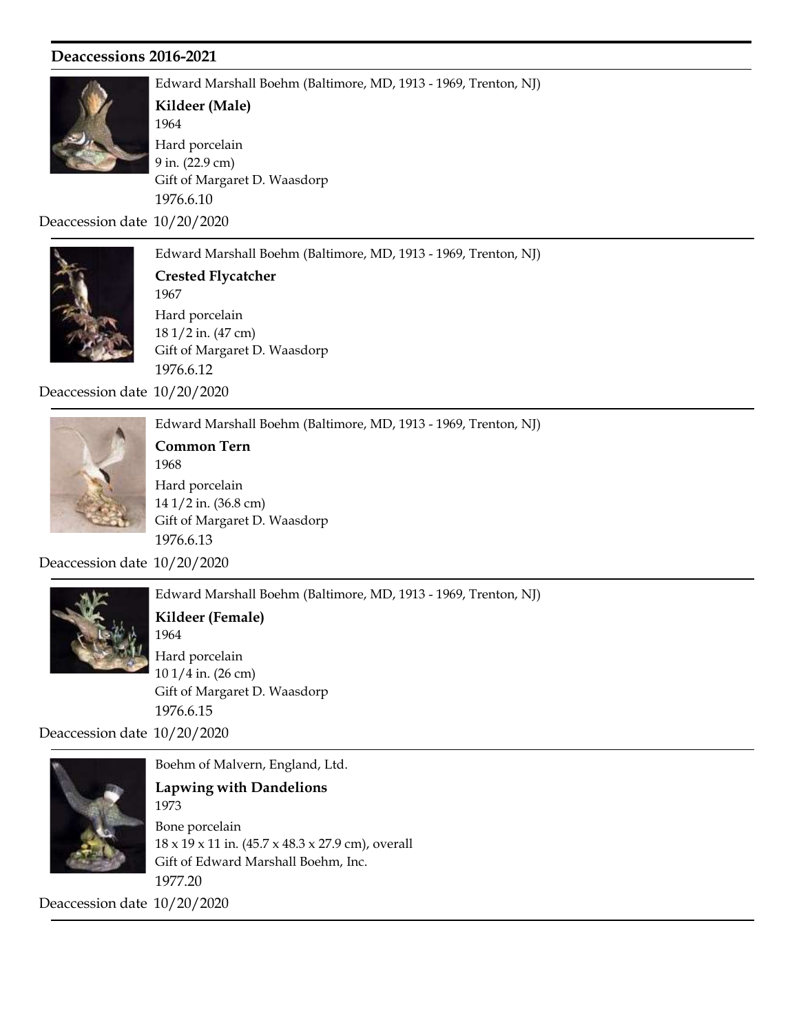## Deaccessions 2016-2021

Edward Marshall Boehm (Baltimore, MD, 1913 - 1969, Trenton, NJ)

**Kildeer (Male)**

1964

Hard porcelain

9 in. (22.9 cm)

Gift of Margaret D. Waasdorp

1976.6.10

Deaccession date 10/20/2020

---

Edward Marshall Boehm (Baltimore, MD, 1913 - 1969, Trenton, NJ)

**Crested Flycatcher**

1967

Hard porcelain

18 1/2 in. (47 cm)

Gift of Margaret D. Waasdorp

1976.6.12

Deaccession date 10/20/2020

---

Edward Marshall Boehm (Baltimore, MD, 1913 - 1969, Trenton, NJ)

**Common Tern**

1968

Hard porcelain

14 1/2 in. (36.8 cm)

Gift of Margaret D. Waasdorp

1976.6.13

Deaccession date 10/20/2020

---

Edward Marshall Boehm (Baltimore, MD, 1913 - 1969, Trenton, NJ)

**Kildeer (Female)**

1964

Hard porcelain

10 1/4 in. (26 cm)

Gift of Margaret D. Waasdorp

1976.6.15

Deaccession date 10/20/2020

---

Boehm of Malvern, England, Ltd.

**Lapwing with Dandelions**

1973

Bone porcelain

18 x 19 x 11 in. (45.7 x 48.3 x 27.9 cm), overall

Gift of Edward Marshall Boehm, Inc.

1977.20

Deaccession date 10/20/2020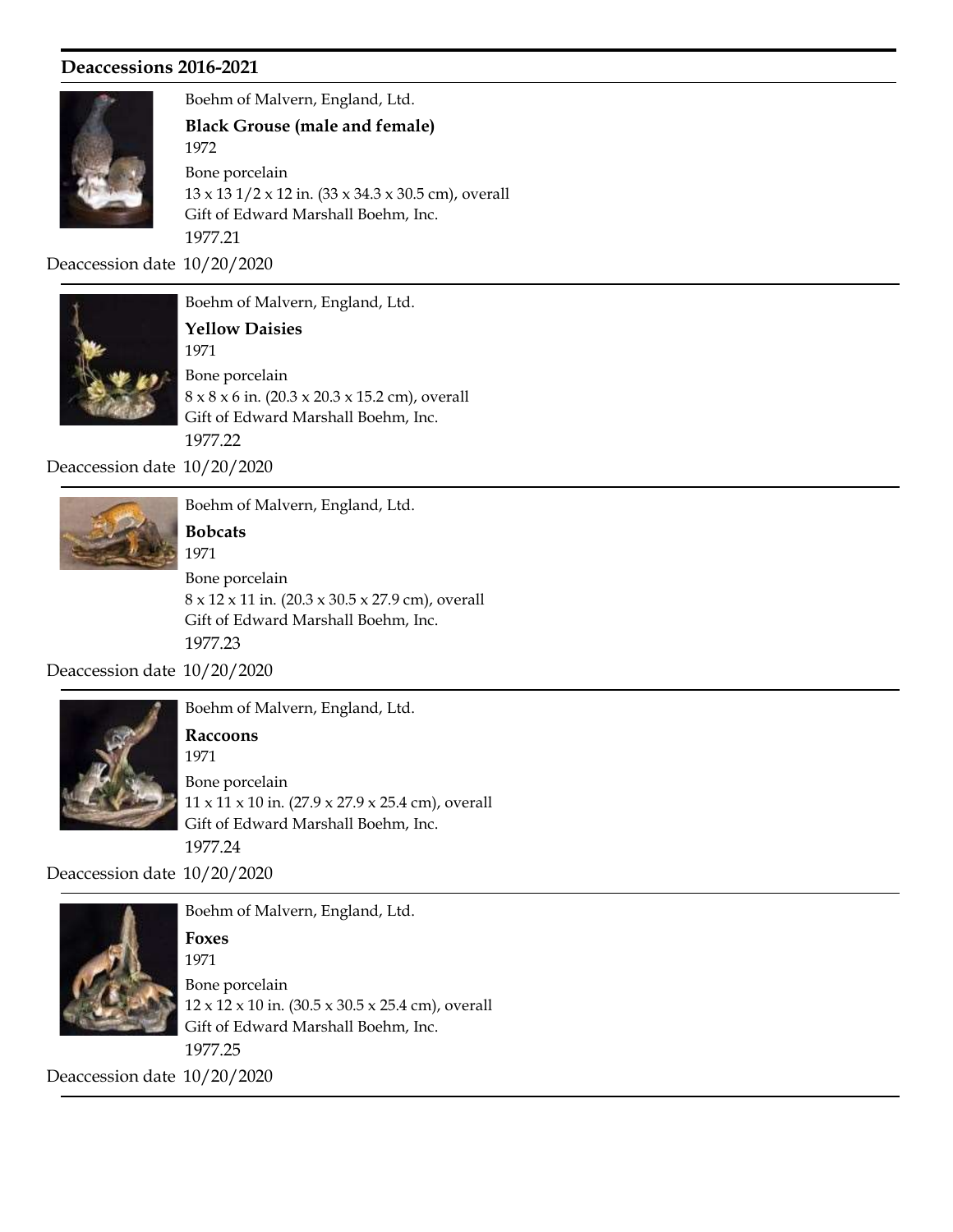## Deaccessions 2016-2021

Boehm of Malvern, England, Ltd.

**Black Grouse (male and female)**

1972

Bone porcelain

13 x 13 1/2 x 12 in. (33 x 34.3 x 30.5 cm), overall

Gift of Edward Marshall Boehm, Inc.

1977.21

Deaccession date 10/20/2020

---

Boehm of Malvern, England, Ltd.

**Yellow Daisies**

1971

Bone porcelain

8 x 8 x 6 in. (20.3 x 20.3 x 15.2 cm), overall

Gift of Edward Marshall Boehm, Inc.

1977.22

Deaccession date 10/20/2020

---

Boehm of Malvern, England, Ltd.

**Bobcats**

1971

Bone porcelain

8 x 12 x 11 in. (20.3 x 30.5 x 27.9 cm), overall

Gift of Edward Marshall Boehm, Inc.

1977.23

Deaccession date 10/20/2020

---

Boehm of Malvern, England, Ltd.

**Raccoons**

1971

Bone porcelain

11 x 11 x 10 in. (27.9 x 27.9 x 25.4 cm), overall

Gift of Edward Marshall Boehm, Inc.

1977.24

Deaccession date 10/20/2020

---

Boehm of Malvern, England, Ltd.

**Foxes**

1971

Bone porcelain

12 x 12 x 10 in. (30.5 x 30.5 x 25.4 cm), overall

Gift of Edward Marshall Boehm, Inc.

1977.25

Deaccession date 10/20/2020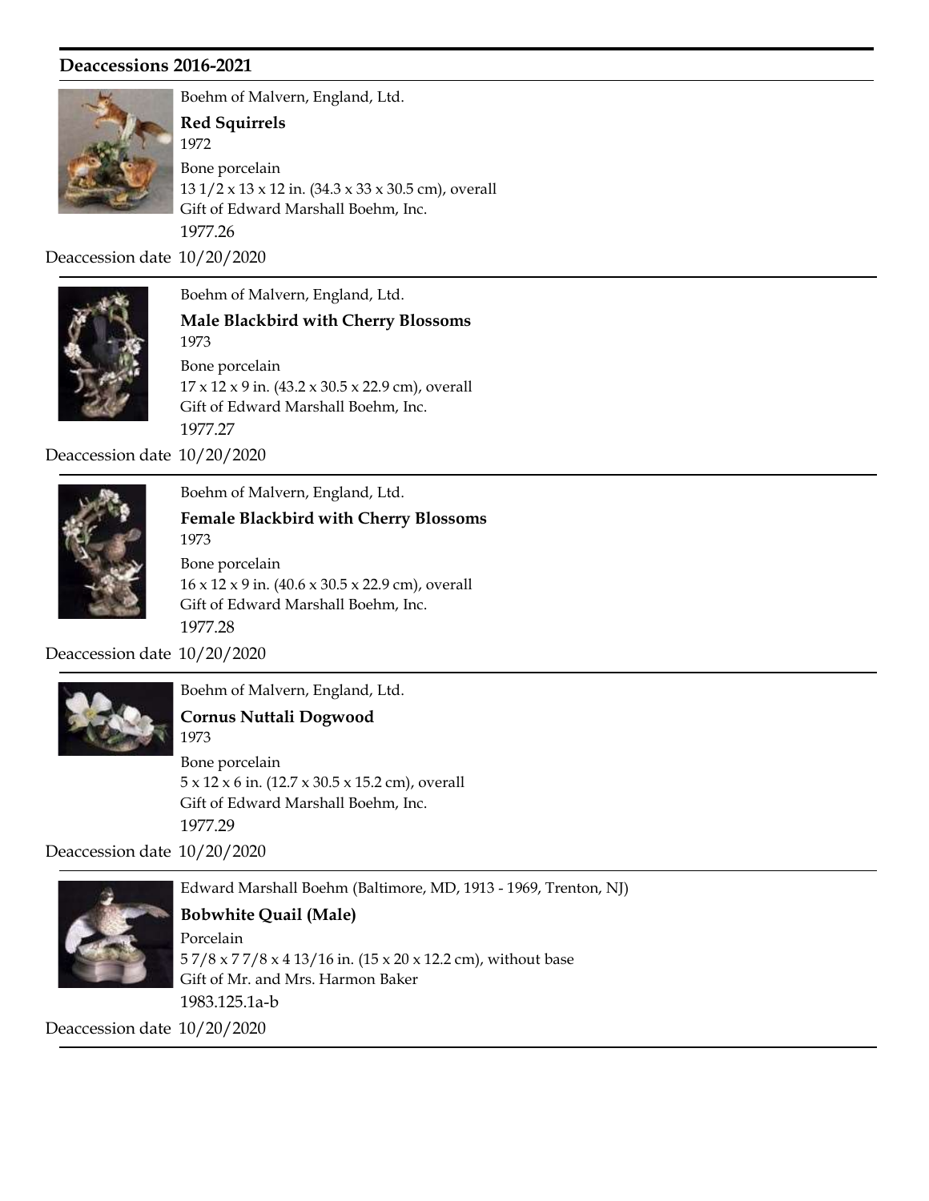## Deaccessions 2016-2021

Boehm of Malvern, England, Ltd.

**Red Squirrels**

1972

Bone porcelain

13 1/2 x 13 x 12 in. (34.3 x 33 x 30.5 cm), overall

Gift of Edward Marshall Boehm, Inc.

1977.26

Deaccession date 10/20/2020

---

Boehm of Malvern, England, Ltd.

**Male Blackbird with Cherry Blossoms**

1973

Bone porcelain

17 x 12 x 9 in. (43.2 x 30.5 x 22.9 cm), overall

Gift of Edward Marshall Boehm, Inc.

1977.27

Deaccession date 10/20/2020

---

Boehm of Malvern, England, Ltd.

**Female Blackbird with Cherry Blossoms**

1973

Bone porcelain

16 x 12 x 9 in. (40.6 x 30.5 x 22.9 cm), overall

Gift of Edward Marshall Boehm, Inc.

1977.28

Deaccession date 10/20/2020

---

Boehm of Malvern, England, Ltd.

**Cornus Nuttali Dogwood**

1973

Bone porcelain

5 x 12 x 6 in. (12.7 x 30.5 x 15.2 cm), overall

Gift of Edward Marshall Boehm, Inc.

1977.29

Deaccession date 10/20/2020

---

Edward Marshall Boehm (Baltimore, MD, 1913 - 1969, Trenton, NJ)

**Bobwhite Quail (Male)**

Porcelain

5 7/8 x 7 7/8 x 4 13/16 in. (15 x 20 x 12.2 cm), without base

Gift of Mr. and Mrs. Harmon Baker

1983.125.1a-b

Deaccession date 10/20/2020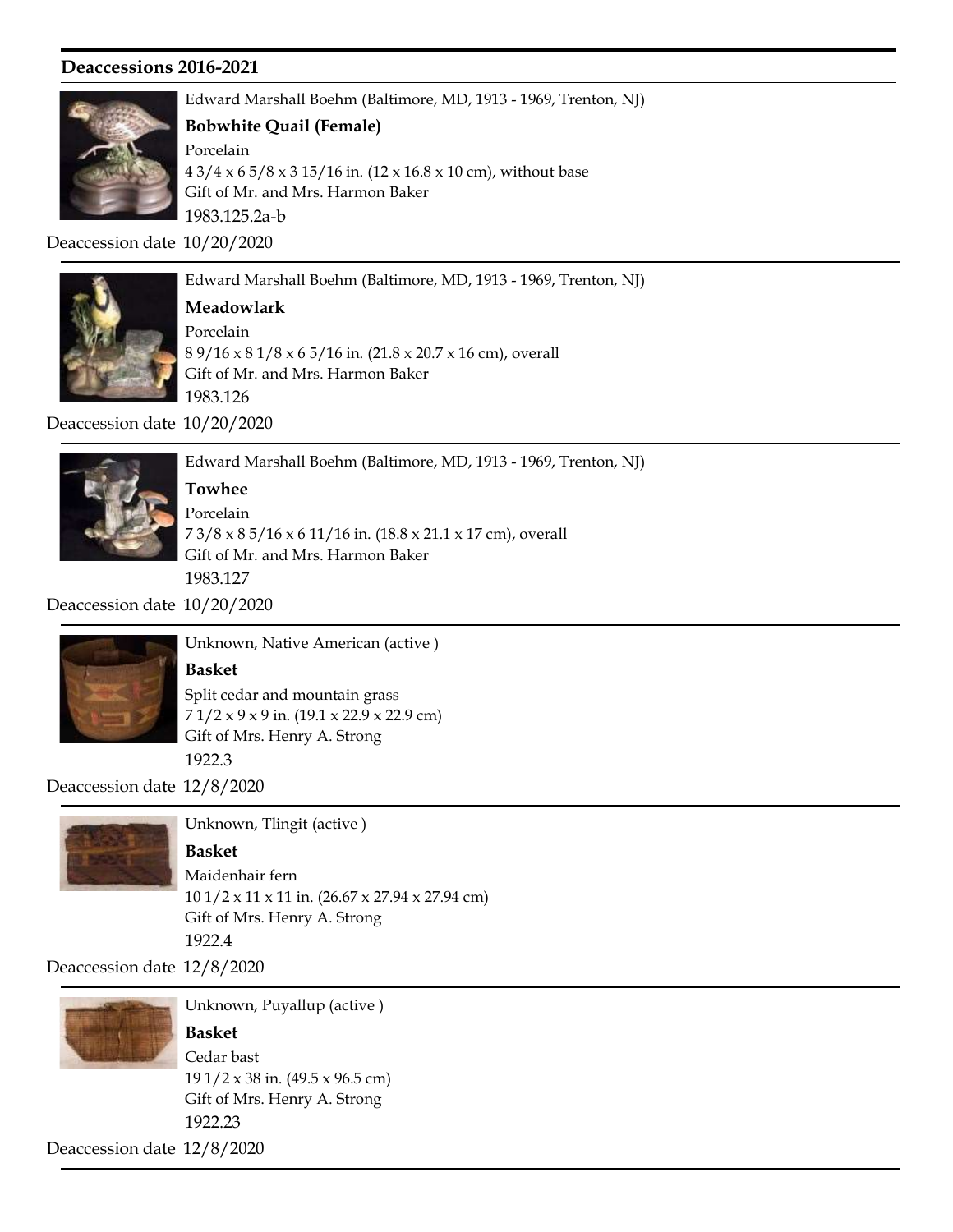## Deaccessions 2016-2021

Edward Marshall Boehm (Baltimore, MD, 1913 - 1969, Trenton, NJ)

**Bobwhite Quail (Female)**

Porcelain

4 3/4 x 6 5/8 x 3 15/16 in. (12 x 16.8 x 10 cm), without base

Gift of Mr. and Mrs. Harmon Baker

1983.125.2a-b

Deaccession date 10/20/2020

---

Edward Marshall Boehm (Baltimore, MD, 1913 - 1969, Trenton, NJ)

**Meadowlark**

Porcelain

8 9/16 x 8 1/8 x 6 5/16 in. (21.8 x 20.7 x 16 cm), overall

Gift of Mr. and Mrs. Harmon Baker

1983.126

Deaccession date 10/20/2020

---

Edward Marshall Boehm (Baltimore, MD, 1913 - 1969, Trenton, NJ)

**Towhee**

Porcelain

7 3/8 x 8 5/16 x 6 11/16 in. (18.8 x 21.1 x 17 cm), overall

Gift of Mr. and Mrs. Harmon Baker

1983.127

Deaccession date 10/20/2020

---

Unknown, Native American (active )

**Basket**

Split cedar and mountain grass

7 1/2 x 9 x 9 in. (19.1 x 22.9 x 22.9 cm)

Gift of Mrs. Henry A. Strong

1922.3

Deaccession date 12/8/2020

---

Unknown, Tlingit (active )

**Basket**

Maidenhair fern

10 1/2 x 11 x 11 in. (26.67 x 27.94 x 27.94 cm)

Gift of Mrs. Henry A. Strong

1922.4

Deaccession date 12/8/2020

---

Unknown, Puyallup (active )

**Basket**

Cedar bast

19 1/2 x 38 in. (49.5 x 96.5 cm)

Gift of Mrs. Henry A. Strong

1922.23

Deaccession date 12/8/2020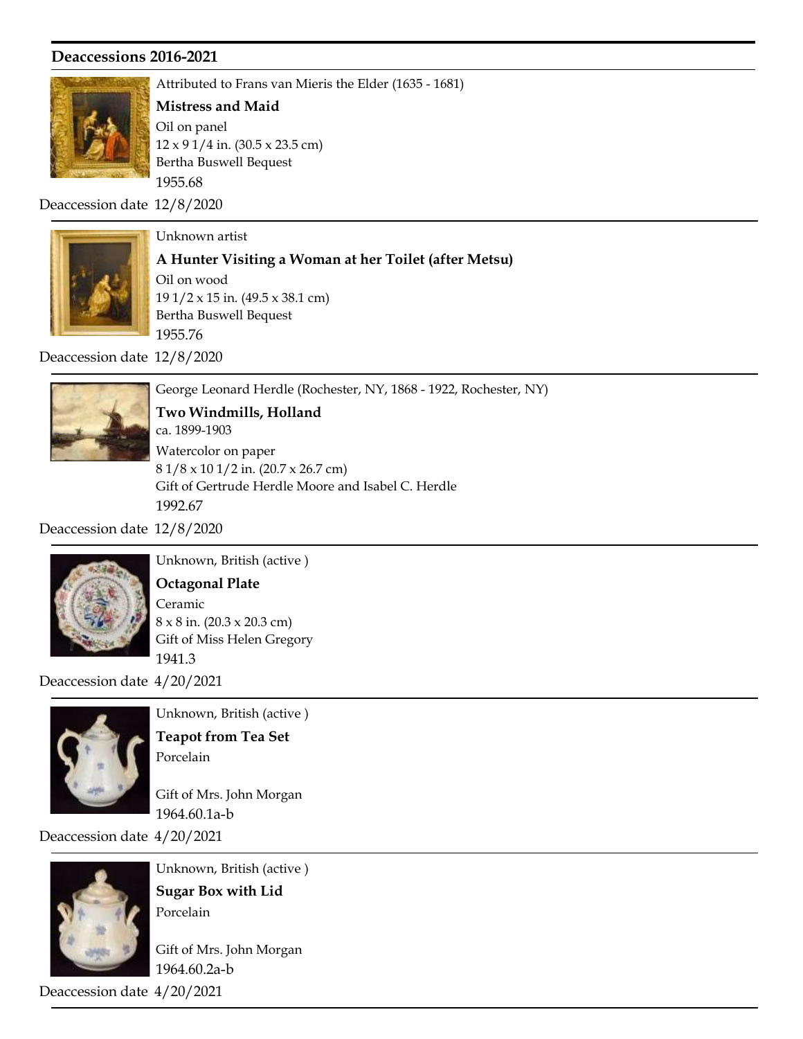## Deaccessions 2016-2021

Attributed to Frans van Mieris the Elder (1635 - 1681)

**Mistress and Maid**

Oil on panel

12 x 9 1/4 in. (30.5 x 23.5 cm)

Bertha Buswell Bequest

1955.68

Deaccession date 12/8/2020

---

Unknown artist

**A Hunter Visiting a Woman at her Toilet (after Metsu)**

Oil on wood

19 1/2 x 15 in. (49.5 x 38.1 cm)

Bertha Buswell Bequest

1955.76

Deaccession date 12/8/2020

---

George Leonard Herdle (Rochester, NY, 1868 - 1922, Rochester, NY)

**Two Windmills, Holland**

ca. 1899-1903

Watercolor on paper

8 1/8 x 10 1/2 in. (20.7 x 26.7 cm)

Gift of Gertrude Herdle Moore and Isabel C. Herdle

1992.67

Deaccession date 12/8/2020

---

Unknown, British (active )

**Octagonal Plate**

Ceramic

8 x 8 in. (20.3 x 20.3 cm)

Gift of Miss Helen Gregory

1941.3

Deaccession date 4/20/2021

---

Unknown, British (active )

**Teapot from Tea Set**

Porcelain

Gift of Mrs. John Morgan

1964.60.1a-b

Deaccession date 4/20/2021

---

Unknown, British (active )

**Sugar Box with Lid**

Porcelain

Gift of Mrs. John Morgan

1964.60.2a-b

Deaccession date 4/20/2021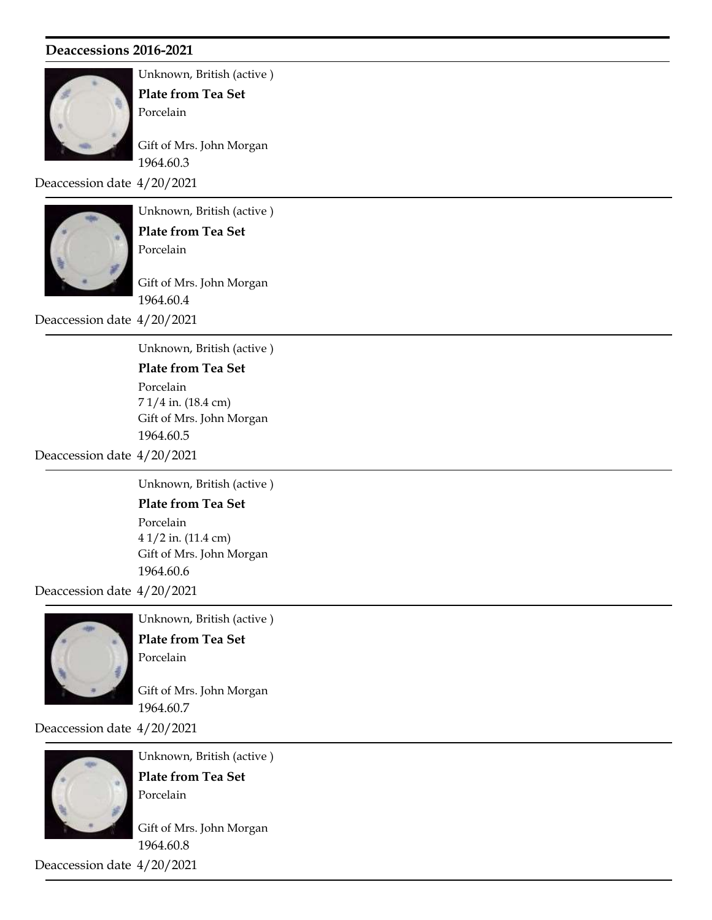## Deaccessions 2016-2021

Unknown, British (active )

**Plate from Tea Set**

Porcelain

Gift of Mrs. John Morgan

1964.60.3

Deaccession date 4/20/2021

---

Unknown, British (active )

**Plate from Tea Set**

Porcelain

Gift of Mrs. John Morgan

1964.60.4

Deaccession date 4/20/2021

---

Unknown, British (active )

**Plate from Tea Set**

Porcelain

7 1/4 in. (18.4 cm)

Gift of Mrs. John Morgan

1964.60.5

Deaccession date 4/20/2021

---

Unknown, British (active )

**Plate from Tea Set**

Porcelain

4 1/2 in. (11.4 cm)

Gift of Mrs. John Morgan

1964.60.6

Deaccession date 4/20/2021

---

Unknown, British (active )

**Plate from Tea Set**

Porcelain

Gift of Mrs. John Morgan

1964.60.7

Deaccession date 4/20/2021

---

Unknown, British (active )

**Plate from Tea Set**

Porcelain

Gift of Mrs. John Morgan

1964.60.8

Deaccession date 4/20/2021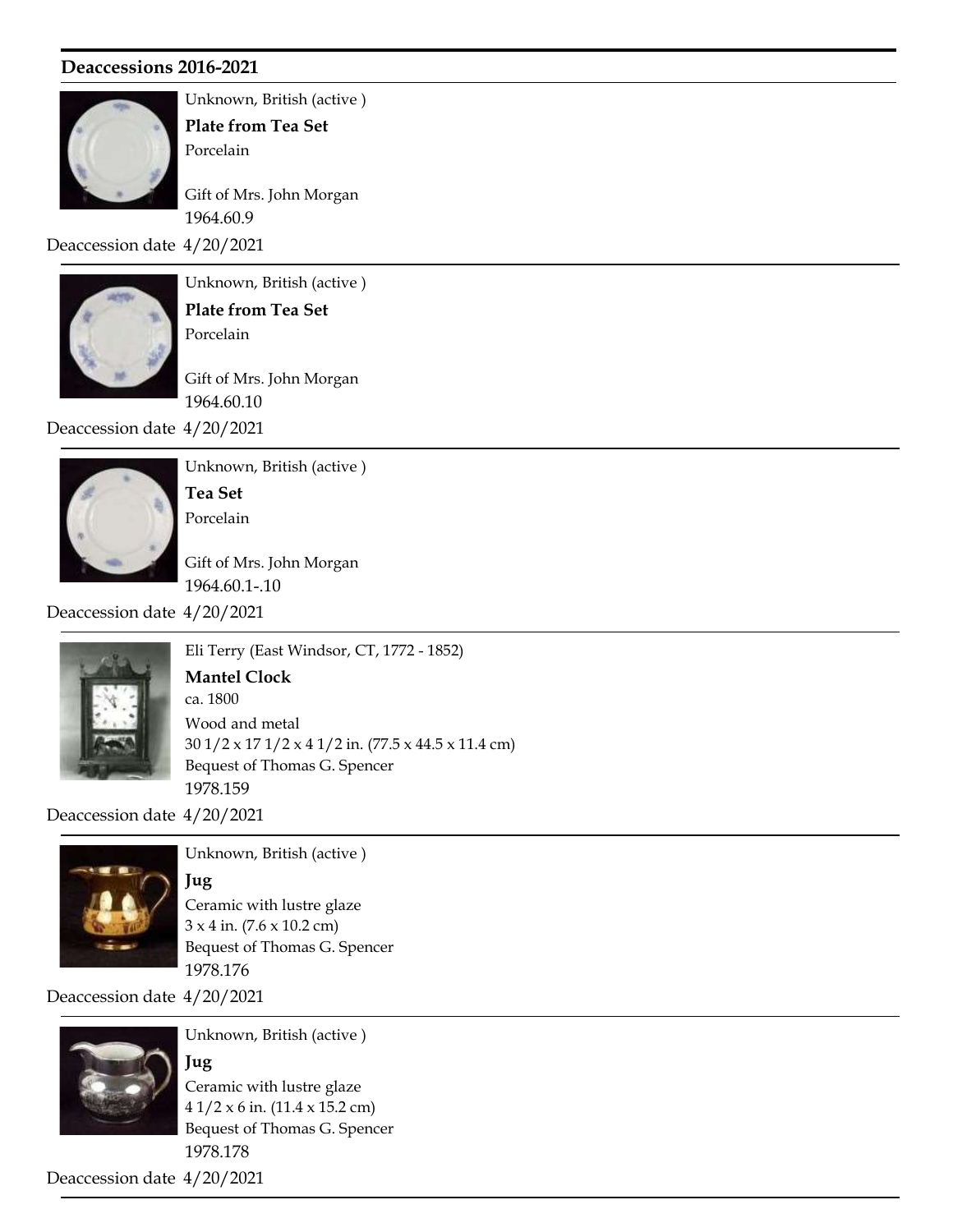## Deaccessions 2016-2021

Unknown, British (active )

**Plate from Tea Set**

Porcelain

Gift of Mrs. John Morgan

1964.60.9

Deaccession date 4/20/2021

---

Unknown, British (active )

**Plate from Tea Set**

Porcelain

Gift of Mrs. John Morgan

1964.60.10

Deaccession date 4/20/2021

---

Unknown, British (active )

**Tea Set**

Porcelain

Gift of Mrs. John Morgan

1964.60.1-.10

Deaccession date 4/20/2021

---

Eli Terry (East Windsor, CT, 1772 - 1852)

**Mantel Clock**

ca. 1800

Wood and metal

30 1/2 x 17 1/2 x 4 1/2 in. (77.5 x 44.5 x 11.4 cm)

Bequest of Thomas G. Spencer

1978.159

Deaccession date 4/20/2021

---

Unknown, British (active )

**Jug**

Ceramic with lustre glaze

3 x 4 in. (7.6 x 10.2 cm)

Bequest of Thomas G. Spencer

1978.176

Deaccession date 4/20/2021

---

Unknown, British (active )

**Jug**

Ceramic with lustre glaze

4 1/2 x 6 in. (11.4 x 15.2 cm)

Bequest of Thomas G. Spencer

1978.178

Deaccession date 4/20/2021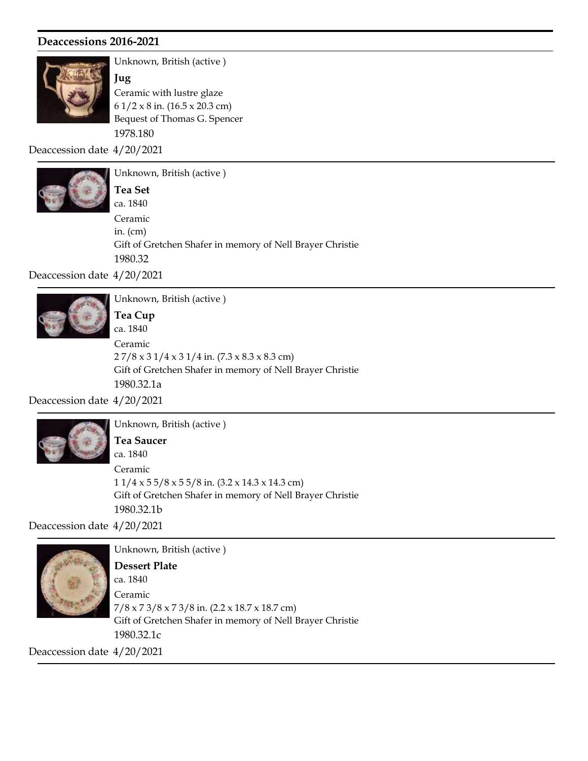## Deaccessions 2016-2021

Unknown, British (active )

**Jug**

Ceramic with lustre glaze

6 1/2 x 8 in. (16.5 x 20.3 cm)

Bequest of Thomas G. Spencer

1978.180

Deaccession date 4/20/2021

---

Unknown, British (active )

**Tea Set**

ca. 1840

Ceramic

in. (cm)

Gift of Gretchen Shafer in memory of Nell Brayer Christie

1980.32

Deaccession date 4/20/2021

---

Unknown, British (active )

**Tea Cup**

ca. 1840

Ceramic

2 7/8 x 3 1/4 x 3 1/4 in. (7.3 x 8.3 x 8.3 cm)

Gift of Gretchen Shafer in memory of Nell Brayer Christie

1980.32.1a

Deaccession date 4/20/2021

---

Unknown, British (active )

**Tea Saucer**

ca. 1840

Ceramic

1 1/4 x 5 5/8 x 5 5/8 in. (3.2 x 14.3 x 14.3 cm)

Gift of Gretchen Shafer in memory of Nell Brayer Christie

1980.32.1b

Deaccession date 4/20/2021

---

Unknown, British (active )

**Dessert Plate**

ca. 1840

Ceramic

7/8 x 7 3/8 x 7 3/8 in. (2.2 x 18.7 x 18.7 cm)

Gift of Gretchen Shafer in memory of Nell Brayer Christie

1980.32.1c

Deaccession date 4/20/2021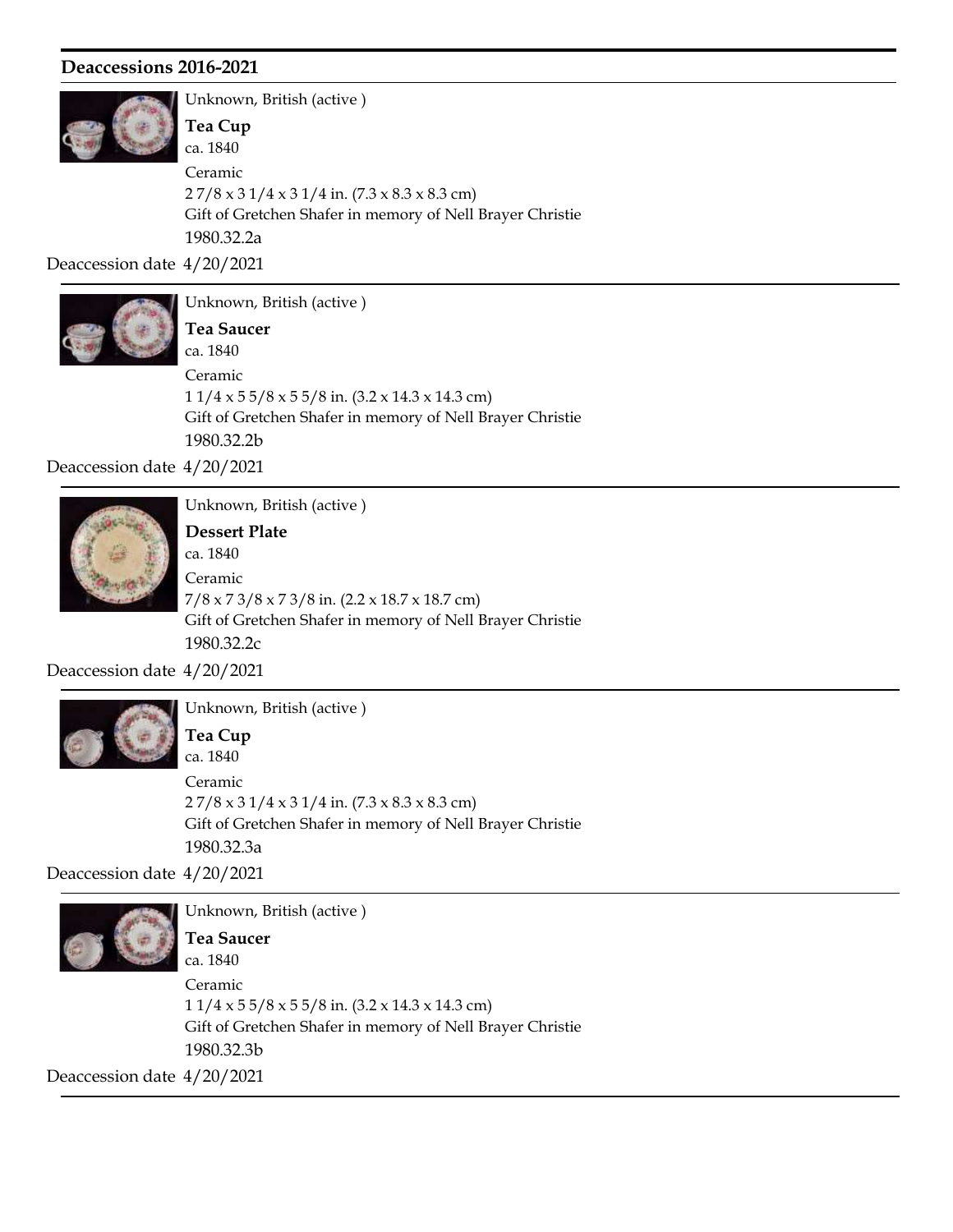## Deaccessions 2016-2021

Unknown, British (active )

**Tea Cup**

ca. 1840

Ceramic

2 7/8 x 3 1/4 x 3 1/4 in. (7.3 x 8.3 x 8.3 cm)

Gift of Gretchen Shafer in memory of Nell Brayer Christie

1980.32.2a

Deaccession date 4/20/2021

---

Unknown, British (active )

**Tea Saucer**

ca. 1840

Ceramic

1 1/4 x 5 5/8 x 5 5/8 in. (3.2 x 14.3 x 14.3 cm)

Gift of Gretchen Shafer in memory of Nell Brayer Christie

1980.32.2b

Deaccession date 4/20/2021

---

Unknown, British (active )

**Dessert Plate**

ca. 1840

Ceramic

7/8 x 7 3/8 x 7 3/8 in. (2.2 x 18.7 x 18.7 cm)

Gift of Gretchen Shafer in memory of Nell Brayer Christie

1980.32.2c

Deaccession date 4/20/2021

---

Unknown, British (active )

**Tea Cup**

ca. 1840

Ceramic

2 7/8 x 3 1/4 x 3 1/4 in. (7.3 x 8.3 x 8.3 cm)

Gift of Gretchen Shafer in memory of Nell Brayer Christie

1980.32.3a

Deaccession date 4/20/2021

---

Unknown, British (active )

**Tea Saucer**

ca. 1840

Ceramic

1 1/4 x 5 5/8 x 5 5/8 in. (3.2 x 14.3 x 14.3 cm)

Gift of Gretchen Shafer in memory of Nell Brayer Christie

1980.32.3b

Deaccession date 4/20/2021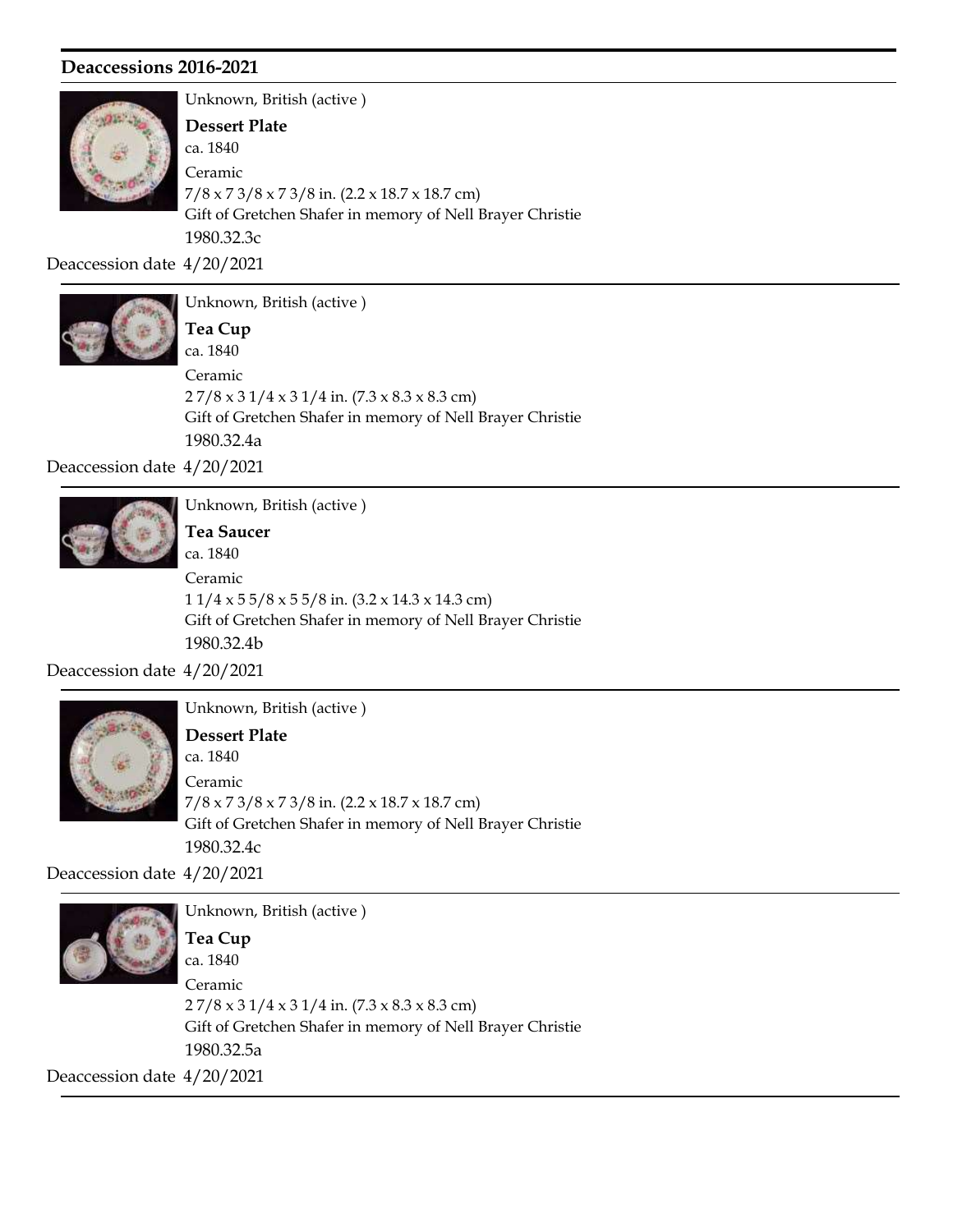## Deaccessions 2016-2021

Unknown, British (active )

**Dessert Plate**

ca. 1840

Ceramic

7/8 x 7 3/8 x 7 3/8 in. (2.2 x 18.7 x 18.7 cm)

Gift of Gretchen Shafer in memory of Nell Brayer Christie

1980.32.3c

Deaccession date 4/20/2021

---

Unknown, British (active )

**Tea Cup**

ca. 1840

Ceramic

2 7/8 x 3 1/4 x 3 1/4 in. (7.3 x 8.3 x 8.3 cm)

Gift of Gretchen Shafer in memory of Nell Brayer Christie

1980.32.4a

Deaccession date 4/20/2021

---

Unknown, British (active )

**Tea Saucer**

ca. 1840

Ceramic

1 1/4 x 5 5/8 x 5 5/8 in. (3.2 x 14.3 x 14.3 cm)

Gift of Gretchen Shafer in memory of Nell Brayer Christie

1980.32.4b

Deaccession date 4/20/2021

---

Unknown, British (active )

**Dessert Plate**

ca. 1840

Ceramic

7/8 x 7 3/8 x 7 3/8 in. (2.2 x 18.7 x 18.7 cm)

Gift of Gretchen Shafer in memory of Nell Brayer Christie

1980.32.4c

Deaccession date 4/20/2021

---

Unknown, British (active )

**Tea Cup**

ca. 1840

Ceramic

2 7/8 x 3 1/4 x 3 1/4 in. (7.3 x 8.3 x 8.3 cm)

Gift of Gretchen Shafer in memory of Nell Brayer Christie

1980.32.5a

Deaccession date 4/20/2021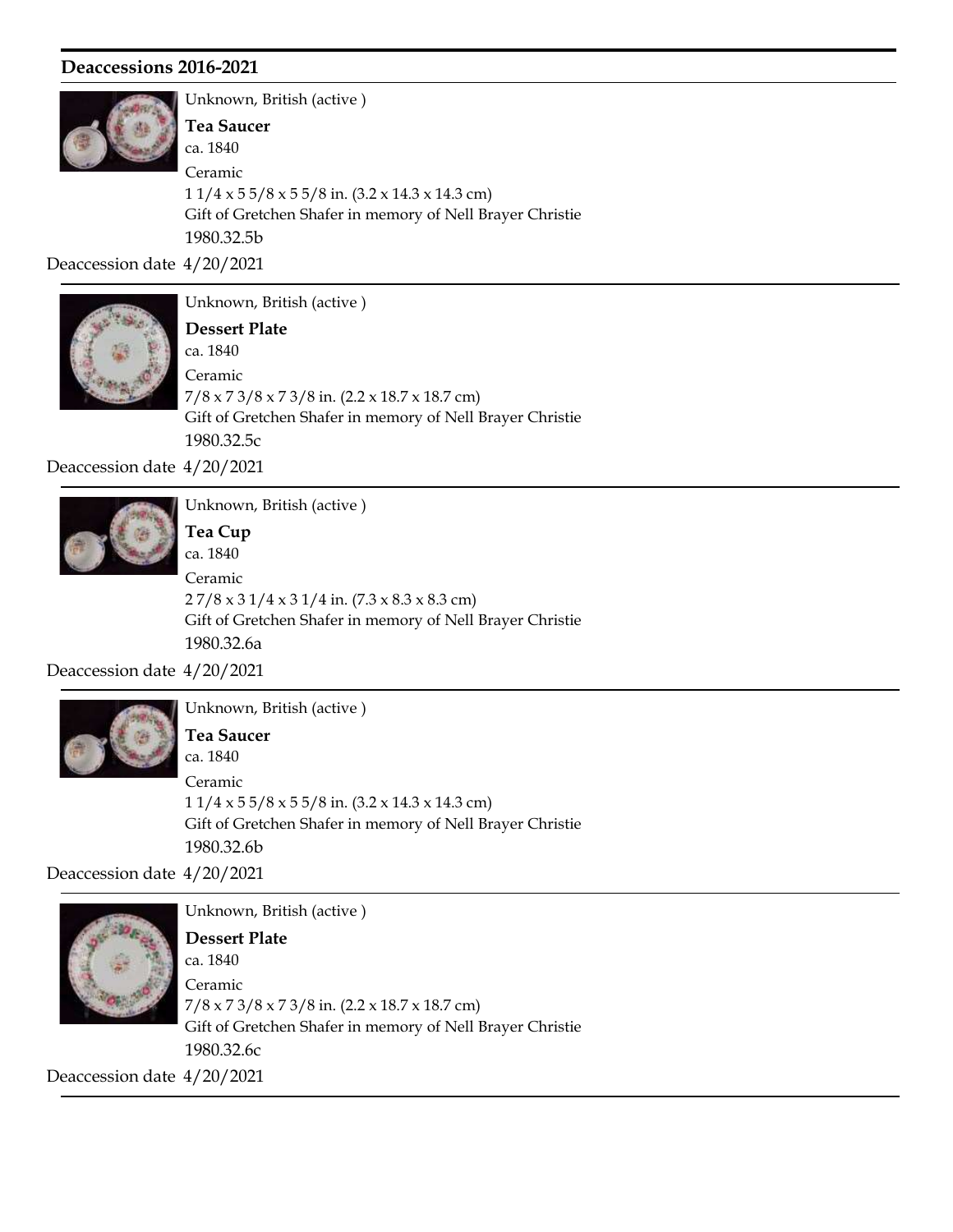## Deaccessions 2016-2021

Unknown, British (active )

**Tea Saucer**

ca. 1840

Ceramic

1 1/4 x 5 5/8 x 5 5/8 in. (3.2 x 14.3 x 14.3 cm)

Gift of Gretchen Shafer in memory of Nell Brayer Christie

1980.32.5b

Deaccession date 4/20/2021

---

Unknown, British (active )

**Dessert Plate**

ca. 1840

Ceramic

7/8 x 7 3/8 x 7 3/8 in. (2.2 x 18.7 x 18.7 cm)

Gift of Gretchen Shafer in memory of Nell Brayer Christie

1980.32.5c

Deaccession date 4/20/2021

---

Unknown, British (active )

**Tea Cup**

ca. 1840

Ceramic

2 7/8 x 3 1/4 x 3 1/4 in. (7.3 x 8.3 x 8.3 cm)

Gift of Gretchen Shafer in memory of Nell Brayer Christie

1980.32.6a

Deaccession date 4/20/2021

---

Unknown, British (active )

**Tea Saucer**

ca. 1840

Ceramic

1 1/4 x 5 5/8 x 5 5/8 in. (3.2 x 14.3 x 14.3 cm)

Gift of Gretchen Shafer in memory of Nell Brayer Christie

1980.32.6b

Deaccession date 4/20/2021

---

Unknown, British (active )

**Dessert Plate**

ca. 1840

Ceramic

7/8 x 7 3/8 x 7 3/8 in. (2.2 x 18.7 x 18.7 cm)

Gift of Gretchen Shafer in memory of Nell Brayer Christie

1980.32.6c

Deaccession date 4/20/2021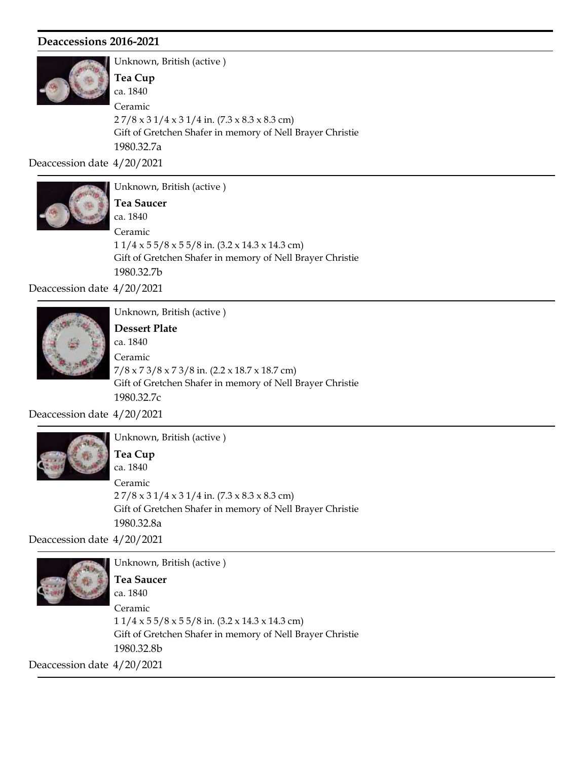## Deaccessions 2016-2021

Unknown, British (active )

**Tea Cup**

ca. 1840

Ceramic

2 7/8 x 3 1/4 x 3 1/4 in. (7.3 x 8.3 x 8.3 cm)

Gift of Gretchen Shafer in memory of Nell Brayer Christie

1980.32.7a

Deaccession date 4/20/2021

---

Unknown, British (active )

**Tea Saucer**

ca. 1840

Ceramic

1 1/4 x 5 5/8 x 5 5/8 in. (3.2 x 14.3 x 14.3 cm)

Gift of Gretchen Shafer in memory of Nell Brayer Christie

1980.32.7b

Deaccession date 4/20/2021

---

Unknown, British (active )

**Dessert Plate**

ca. 1840

Ceramic

7/8 x 7 3/8 x 7 3/8 in. (2.2 x 18.7 x 18.7 cm)

Gift of Gretchen Shafer in memory of Nell Brayer Christie

1980.32.7c

Deaccession date 4/20/2021

---

Unknown, British (active )

**Tea Cup**

ca. 1840

Ceramic

2 7/8 x 3 1/4 x 3 1/4 in. (7.3 x 8.3 x 8.3 cm)

Gift of Gretchen Shafer in memory of Nell Brayer Christie

1980.32.8a

Deaccession date 4/20/2021

---

Unknown, British (active )

**Tea Saucer**

ca. 1840

Ceramic

1 1/4 x 5 5/8 x 5 5/8 in. (3.2 x 14.3 x 14.3 cm)

Gift of Gretchen Shafer in memory of Nell Brayer Christie

1980.32.8b

Deaccession date 4/20/2021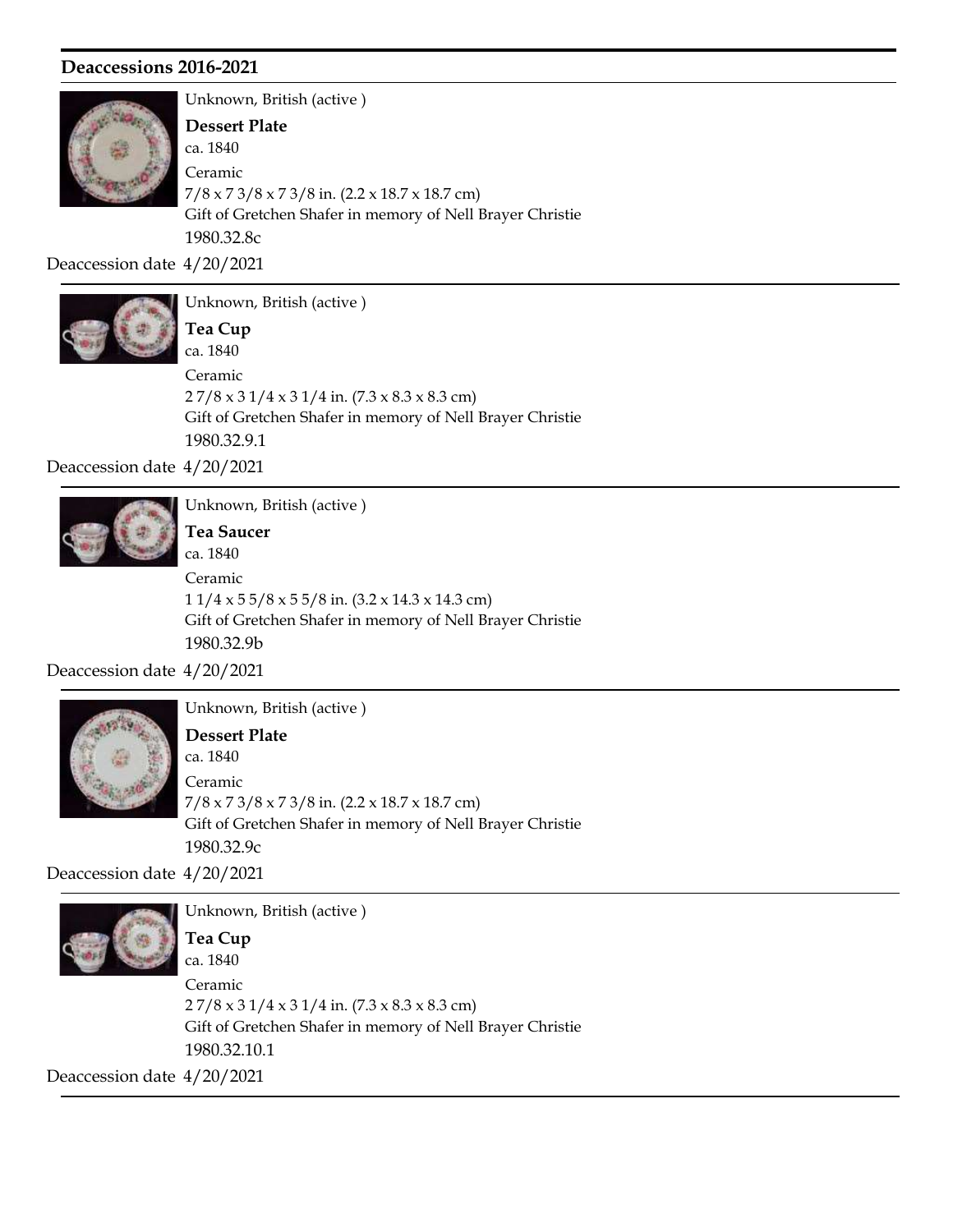## Deaccessions 2016-2021

Unknown, British (active )

**Dessert Plate**

ca. 1840

Ceramic

7/8 x 7 3/8 x 7 3/8 in. (2.2 x 18.7 x 18.7 cm)

Gift of Gretchen Shafer in memory of Nell Brayer Christie

1980.32.8c

Deaccession date 4/20/2021

---

Unknown, British (active )

**Tea Cup**

ca. 1840

Ceramic

2 7/8 x 3 1/4 x 3 1/4 in. (7.3 x 8.3 x 8.3 cm)

Gift of Gretchen Shafer in memory of Nell Brayer Christie

1980.32.9.1

Deaccession date 4/20/2021

---

Unknown, British (active )

**Tea Saucer**

ca. 1840

Ceramic

1 1/4 x 5 5/8 x 5 5/8 in. (3.2 x 14.3 x 14.3 cm)

Gift of Gretchen Shafer in memory of Nell Brayer Christie

1980.32.9b

Deaccession date 4/20/2021

---

Unknown, British (active )

**Dessert Plate**

ca. 1840

Ceramic

7/8 x 7 3/8 x 7 3/8 in. (2.2 x 18.7 x 18.7 cm)

Gift of Gretchen Shafer in memory of Nell Brayer Christie

1980.32.9c

Deaccession date 4/20/2021

---

Unknown, British (active )

**Tea Cup**

ca. 1840

Ceramic

2 7/8 x 3 1/4 x 3 1/4 in. (7.3 x 8.3 x 8.3 cm)

Gift of Gretchen Shafer in memory of Nell Brayer Christie

1980.32.10.1

Deaccession date 4/20/2021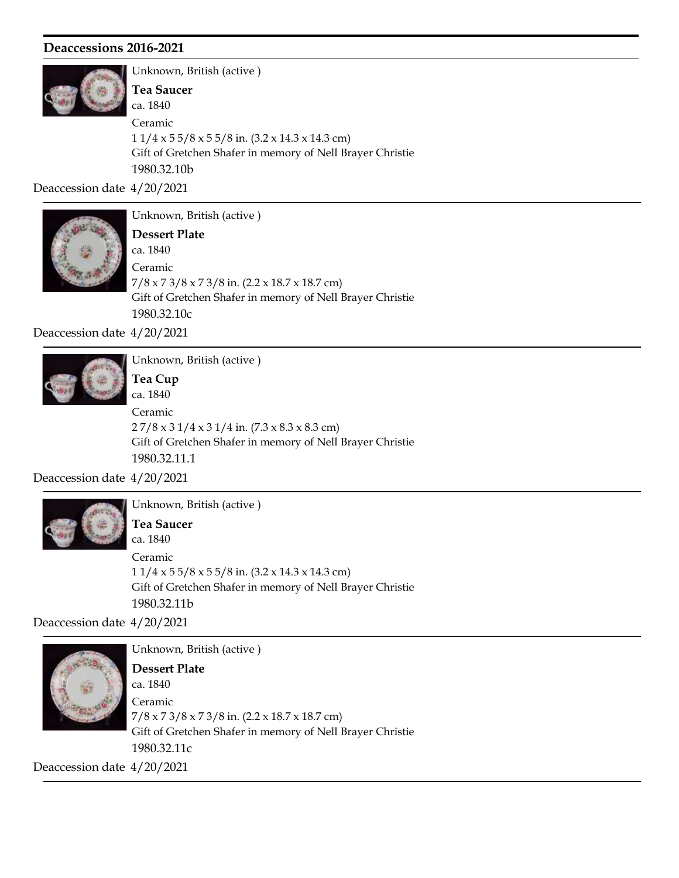## Deaccessions 2016-2021

Unknown, British (active )

**Tea Saucer**

ca. 1840

Ceramic

1 1/4 x 5 5/8 x 5 5/8 in. (3.2 x 14.3 x 14.3 cm)

Gift of Gretchen Shafer in memory of Nell Brayer Christie

1980.32.10b

Deaccession date 4/20/2021

---

Unknown, British (active )

**Dessert Plate**

ca. 1840

Ceramic

7/8 x 7 3/8 x 7 3/8 in. (2.2 x 18.7 x 18.7 cm)

Gift of Gretchen Shafer in memory of Nell Brayer Christie

1980.32.10c

Deaccession date 4/20/2021

---

Unknown, British (active )

**Tea Cup**

ca. 1840

Ceramic

2 7/8 x 3 1/4 x 3 1/4 in. (7.3 x 8.3 x 8.3 cm)

Gift of Gretchen Shafer in memory of Nell Brayer Christie

1980.32.11.1

Deaccession date 4/20/2021

---

Unknown, British (active )

**Tea Saucer**

ca. 1840

Ceramic

1 1/4 x 5 5/8 x 5 5/8 in. (3.2 x 14.3 x 14.3 cm)

Gift of Gretchen Shafer in memory of Nell Brayer Christie

1980.32.11b

Deaccession date 4/20/2021

---

Unknown, British (active )

**Dessert Plate**

ca. 1840

Ceramic

7/8 x 7 3/8 x 7 3/8 in. (2.2 x 18.7 x 18.7 cm)

Gift of Gretchen Shafer in memory of Nell Brayer Christie

1980.32.11c

Deaccession date 4/20/2021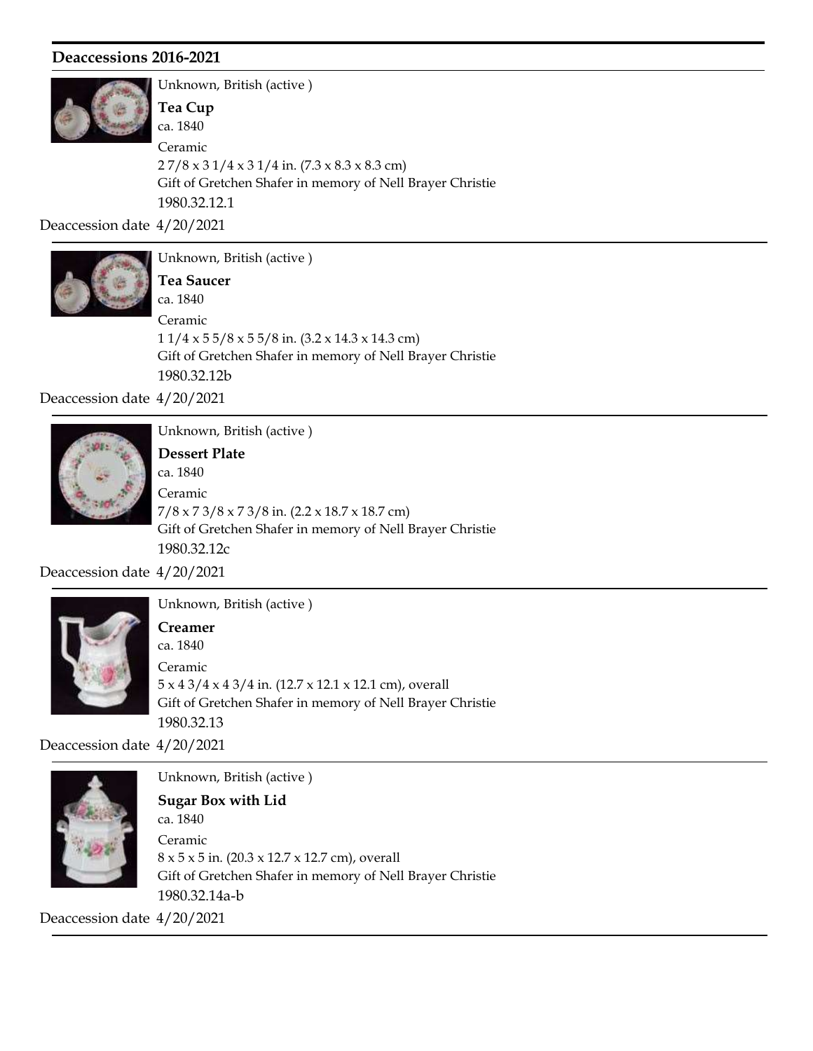## Deaccessions 2016-2021

Unknown, British (active )

**Tea Cup**

ca. 1840

Ceramic

2 7/8 x 3 1/4 x 3 1/4 in. (7.3 x 8.3 x 8.3 cm)

Gift of Gretchen Shafer in memory of Nell Brayer Christie

1980.32.12.1

Deaccession date 4/20/2021

---

Unknown, British (active )

**Tea Saucer**

ca. 1840

Ceramic

1 1/4 x 5 5/8 x 5 5/8 in. (3.2 x 14.3 x 14.3 cm)

Gift of Gretchen Shafer in memory of Nell Brayer Christie

1980.32.12b

Deaccession date 4/20/2021

---

Unknown, British (active )

**Dessert Plate**

ca. 1840

Ceramic

7/8 x 7 3/8 x 7 3/8 in. (2.2 x 18.7 x 18.7 cm)

Gift of Gretchen Shafer in memory of Nell Brayer Christie

1980.32.12c

Deaccession date 4/20/2021

---

Unknown, British (active )

**Creamer**

ca. 1840

Ceramic

5 x 4 3/4 x 4 3/4 in. (12.7 x 12.1 x 12.1 cm), overall

Gift of Gretchen Shafer in memory of Nell Brayer Christie

1980.32.13

Deaccession date 4/20/2021

---

Unknown, British (active )

**Sugar Box with Lid**

ca. 1840

Ceramic

8 x 5 x 5 in. (20.3 x 12.7 x 12.7 cm), overall

Gift of Gretchen Shafer in memory of Nell Brayer Christie

1980.32.14a-b

Deaccession date 4/20/2021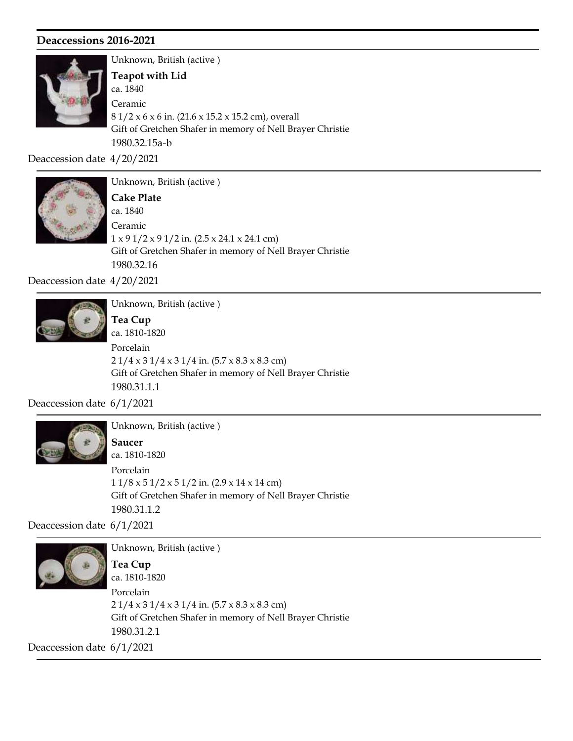## Deaccessions 2016-2021

Unknown, British (active )

**Teapot with Lid**

ca. 1840

Ceramic

8 1/2 x 6 x 6 in. (21.6 x 15.2 x 15.2 cm), overall

Gift of Gretchen Shafer in memory of Nell Brayer Christie

1980.32.15a-b

Deaccession date 4/20/2021

---

Unknown, British (active )

**Cake Plate**

ca. 1840

Ceramic

1 x 9 1/2 x 9 1/2 in. (2.5 x 24.1 x 24.1 cm)

Gift of Gretchen Shafer in memory of Nell Brayer Christie

1980.32.16

Deaccession date 4/20/2021

---

Unknown, British (active )

**Tea Cup**

ca. 1810-1820

Porcelain

2 1/4 x 3 1/4 x 3 1/4 in. (5.7 x 8.3 x 8.3 cm)

Gift of Gretchen Shafer in memory of Nell Brayer Christie

1980.31.1.1

Deaccession date 6/1/2021

---

Unknown, British (active )

**Saucer**

ca. 1810-1820

Porcelain

1 1/8 x 5 1/2 x 5 1/2 in. (2.9 x 14 x 14 cm)

Gift of Gretchen Shafer in memory of Nell Brayer Christie

1980.31.1.2

Deaccession date 6/1/2021

---

Unknown, British (active )

**Tea Cup**

ca. 1810-1820

Porcelain

2 1/4 x 3 1/4 x 3 1/4 in. (5.7 x 8.3 x 8.3 cm)

Gift of Gretchen Shafer in memory of Nell Brayer Christie

1980.31.2.1

Deaccession date 6/1/2021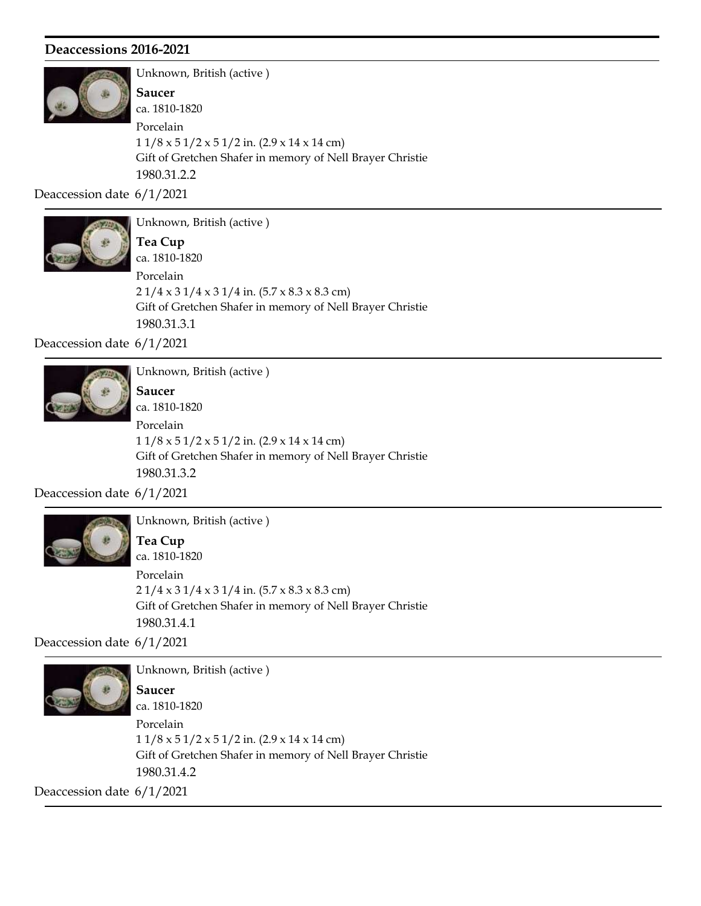## Deaccessions 2016-2021

Unknown, British (active )

**Saucer**

ca. 1810-1820

Porcelain

1 1/8 x 5 1/2 x 5 1/2 in. (2.9 x 14 x 14 cm)

Gift of Gretchen Shafer in memory of Nell Brayer Christie

1980.31.2.2

Deaccession date 6/1/2021

---

Unknown, British (active )

**Tea Cup**

ca. 1810-1820

Porcelain

2 1/4 x 3 1/4 x 3 1/4 in. (5.7 x 8.3 x 8.3 cm)

Gift of Gretchen Shafer in memory of Nell Brayer Christie

1980.31.3.1

Deaccession date 6/1/2021

---

Unknown, British (active )

**Saucer**

ca. 1810-1820

Porcelain

1 1/8 x 5 1/2 x 5 1/2 in. (2.9 x 14 x 14 cm)

Gift of Gretchen Shafer in memory of Nell Brayer Christie

1980.31.3.2

Deaccession date 6/1/2021

---

Unknown, British (active )

**Tea Cup**

ca. 1810-1820

Porcelain

2 1/4 x 3 1/4 x 3 1/4 in. (5.7 x 8.3 x 8.3 cm)

Gift of Gretchen Shafer in memory of Nell Brayer Christie

1980.31.4.1

Deaccession date 6/1/2021

---

Unknown, British (active )

**Saucer**

ca. 1810-1820

Porcelain

1 1/8 x 5 1/2 x 5 1/2 in. (2.9 x 14 x 14 cm)

Gift of Gretchen Shafer in memory of Nell Brayer Christie

1980.31.4.2

Deaccession date 6/1/2021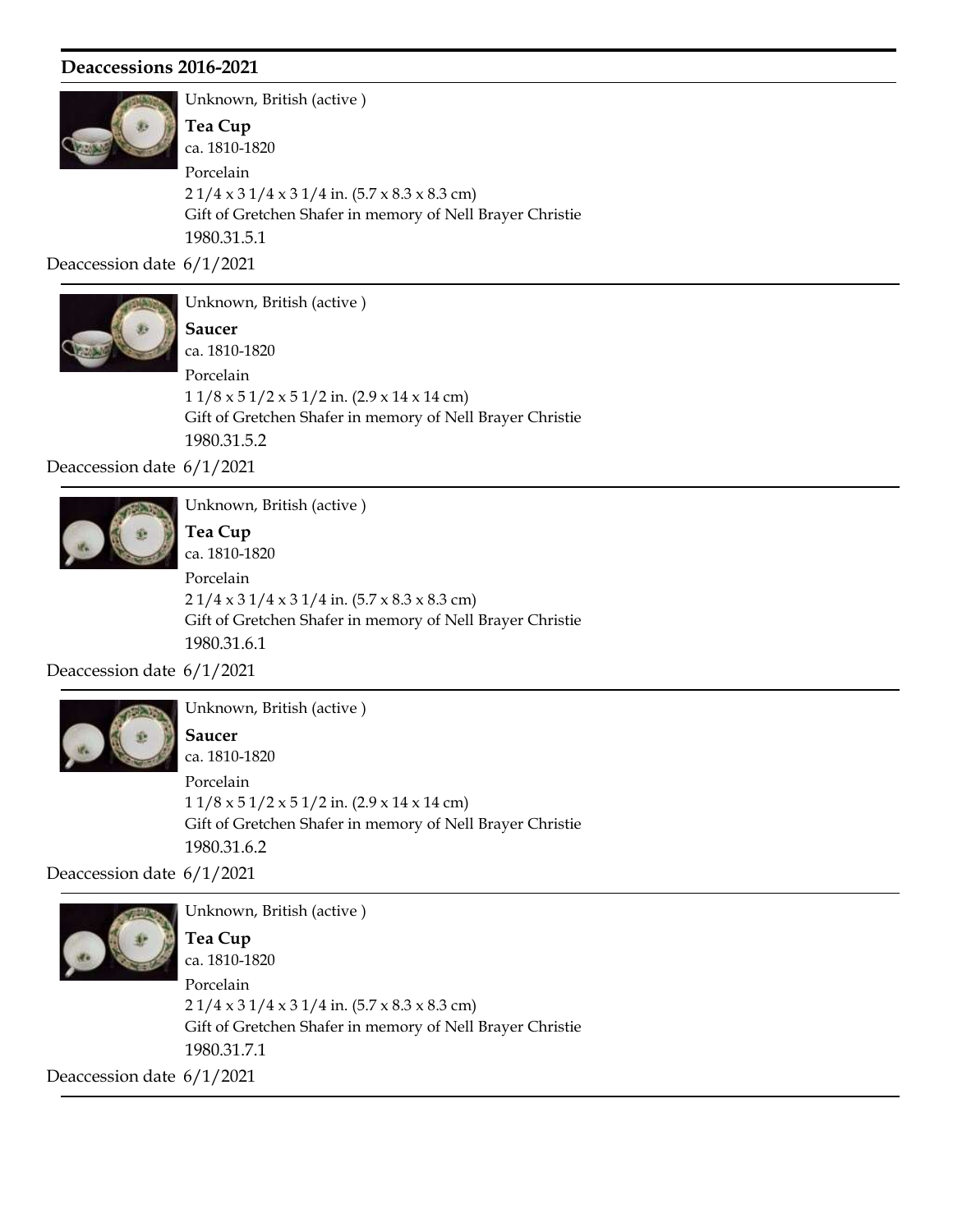## Deaccessions 2016-2021

Unknown, British (active )

**Tea Cup**

ca. 1810-1820

Porcelain

2 1/4 x 3 1/4 x 3 1/4 in. (5.7 x 8.3 x 8.3 cm)

Gift of Gretchen Shafer in memory of Nell Brayer Christie

1980.31.5.1

Deaccession date 6/1/2021

---

Unknown, British (active )

**Saucer**

ca. 1810-1820

Porcelain

1 1/8 x 5 1/2 x 5 1/2 in. (2.9 x 14 x 14 cm)

Gift of Gretchen Shafer in memory of Nell Brayer Christie

1980.31.5.2

Deaccession date 6/1/2021

---

Unknown, British (active )

**Tea Cup**

ca. 1810-1820

Porcelain

2 1/4 x 3 1/4 x 3 1/4 in. (5.7 x 8.3 x 8.3 cm)

Gift of Gretchen Shafer in memory of Nell Brayer Christie

1980.31.6.1

Deaccession date 6/1/2021

---

Unknown, British (active )

**Saucer**

ca. 1810-1820

Porcelain

1 1/8 x 5 1/2 x 5 1/2 in. (2.9 x 14 x 14 cm)

Gift of Gretchen Shafer in memory of Nell Brayer Christie

1980.31.6.2

Deaccession date 6/1/2021

---

Unknown, British (active )

**Tea Cup**

ca. 1810-1820

Porcelain

2 1/4 x 3 1/4 x 3 1/4 in. (5.7 x 8.3 x 8.3 cm)

Gift of Gretchen Shafer in memory of Nell Brayer Christie

1980.31.7.1

Deaccession date 6/1/2021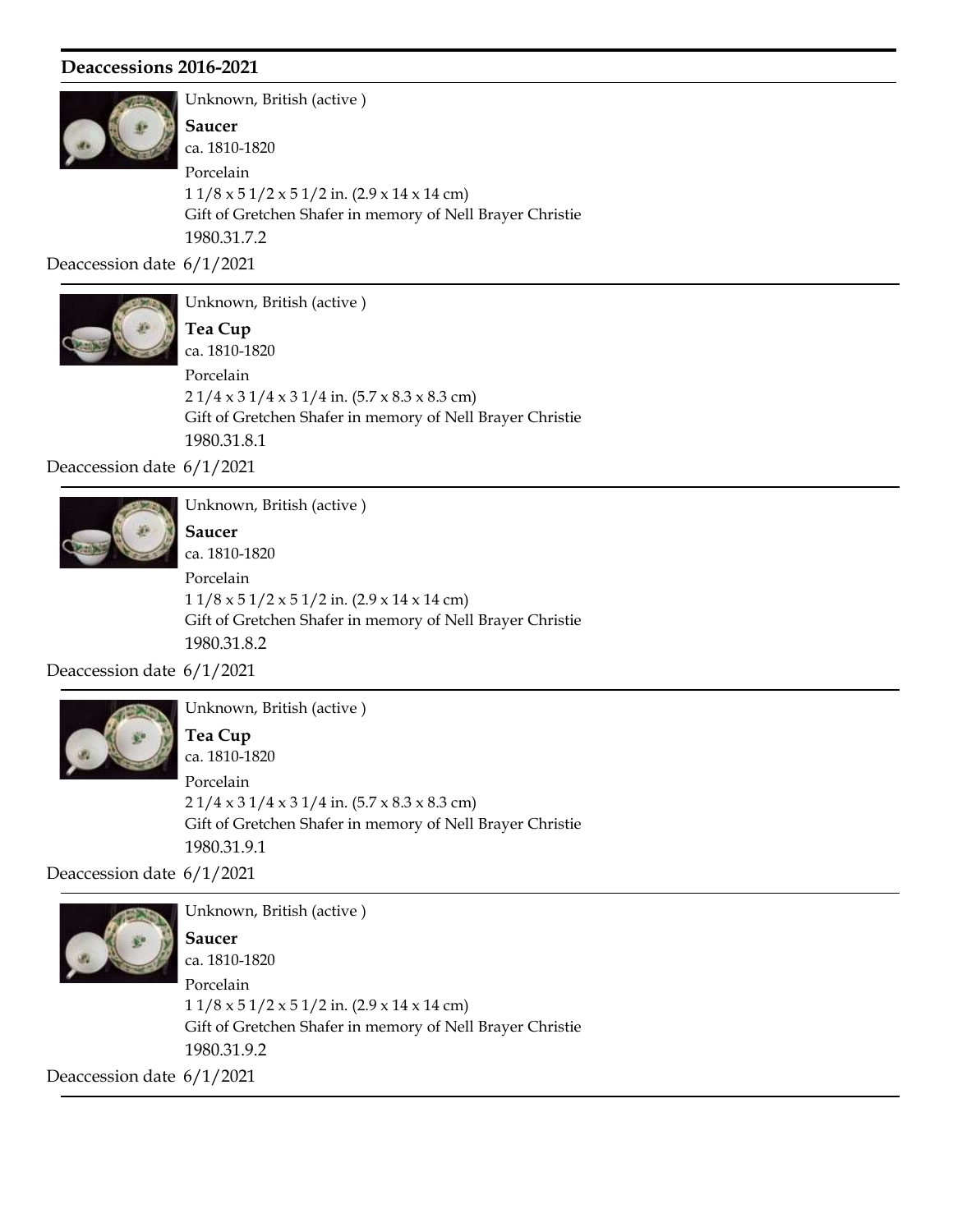## Deaccessions 2016-2021

Unknown, British (active )

**Saucer**

ca. 1810-1820

Porcelain

1 1/8 x 5 1/2 x 5 1/2 in. (2.9 x 14 x 14 cm)

Gift of Gretchen Shafer in memory of Nell Brayer Christie

1980.31.7.2

Deaccession date 6/1/2021

---

Unknown, British (active )

**Tea Cup**

ca. 1810-1820

Porcelain

2 1/4 x 3 1/4 x 3 1/4 in. (5.7 x 8.3 x 8.3 cm)

Gift of Gretchen Shafer in memory of Nell Brayer Christie

1980.31.8.1

Deaccession date 6/1/2021

---

Unknown, British (active )

**Saucer**

ca. 1810-1820

Porcelain

1 1/8 x 5 1/2 x 5 1/2 in. (2.9 x 14 x 14 cm)

Gift of Gretchen Shafer in memory of Nell Brayer Christie

1980.31.8.2

Deaccession date 6/1/2021

---

Unknown, British (active )

**Tea Cup**

ca. 1810-1820

Porcelain

2 1/4 x 3 1/4 x 3 1/4 in. (5.7 x 8.3 x 8.3 cm)

Gift of Gretchen Shafer in memory of Nell Brayer Christie

1980.31.9.1

Deaccession date 6/1/2021

---

Unknown, British (active )

**Saucer**

ca. 1810-1820

Porcelain

1 1/8 x 5 1/2 x 5 1/2 in. (2.9 x 14 x 14 cm)

Gift of Gretchen Shafer in memory of Nell Brayer Christie

1980.31.9.2

Deaccession date 6/1/2021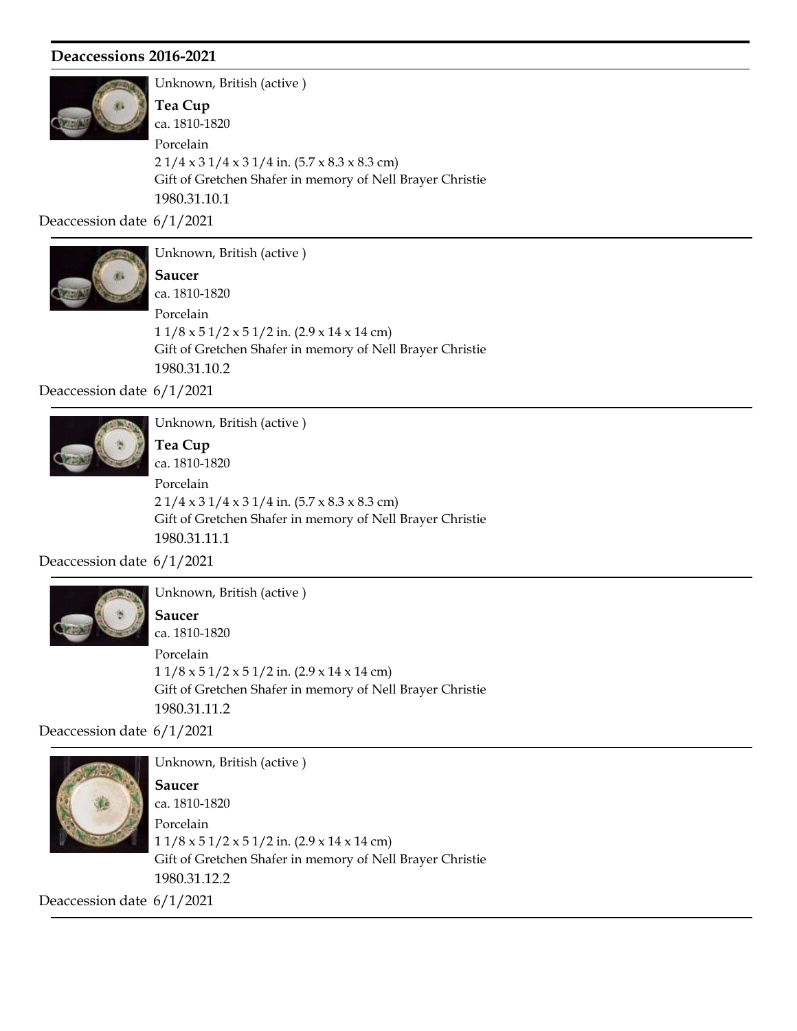## Deaccessions 2016-2021

Unknown, British (active )

**Tea Cup**

ca. 1810-1820

Porcelain

2 1/4 x 3 1/4 x 3 1/4 in. (5.7 x 8.3 x 8.3 cm)

Gift of Gretchen Shafer in memory of Nell Brayer Christie

1980.31.10.1

Deaccession date 6/1/2021

---

Unknown, British (active )

**Saucer**

ca. 1810-1820

Porcelain

1 1/8 x 5 1/2 x 5 1/2 in. (2.9 x 14 x 14 cm)

Gift of Gretchen Shafer in memory of Nell Brayer Christie

1980.31.10.2

Deaccession date 6/1/2021

---

Unknown, British (active )

**Tea Cup**

ca. 1810-1820

Porcelain

2 1/4 x 3 1/4 x 3 1/4 in. (5.7 x 8.3 x 8.3 cm)

Gift of Gretchen Shafer in memory of Nell Brayer Christie

1980.31.11.1

Deaccession date 6/1/2021

---

Unknown, British (active )

**Saucer**

ca. 1810-1820

Porcelain

1 1/8 x 5 1/2 x 5 1/2 in. (2.9 x 14 x 14 cm)

Gift of Gretchen Shafer in memory of Nell Brayer Christie

1980.31.11.2

Deaccession date 6/1/2021

---

Unknown, British (active )

**Saucer**

ca. 1810-1820

Porcelain

1 1/8 x 5 1/2 x 5 1/2 in. (2.9 x 14 x 14 cm)

Gift of Gretchen Shafer in memory of Nell Brayer Christie

1980.31.12.2

Deaccession date 6/1/2021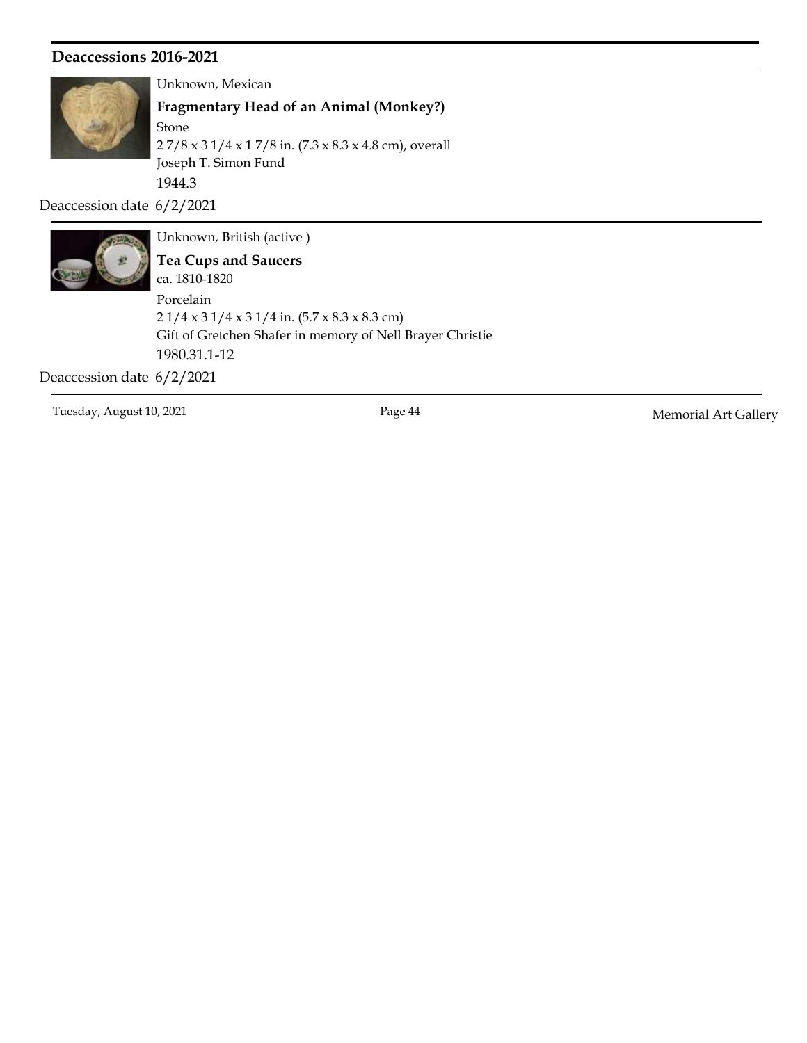## Deaccessions 2016-2021

Unknown, Mexican

**Fragmentary Head of an Animal (Monkey?)**

Stone

2 7/8 x 3 1/4 x 1 7/8 in. (7.3 x 8.3 x 4.8 cm), overall

Joseph T. Simon Fund

1944.3

Deaccession date 6/2/2021

---

Unknown, British (active )

**Tea Cups and Saucers**

ca. 1810-1820

Porcelain

2 1/4 x 3 1/4 x 3 1/4 in. (5.7 x 8.3 x 8.3 cm)

Gift of Gretchen Shafer in memory of Nell Brayer Christie

1980.31.1-12

Deaccession date 6/2/2021